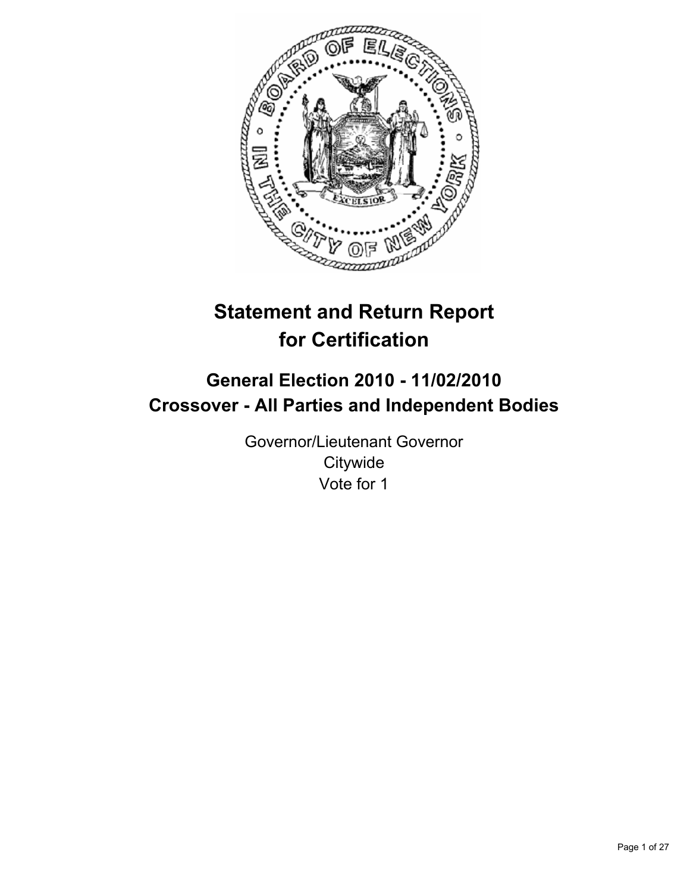# Statement and Return Report for Certification

## General Election 2010 - 11/02/2010
## Crossover - All Parties and Independent Bodies

Governor/Lieutenant Governor
Citywide
Vote for 1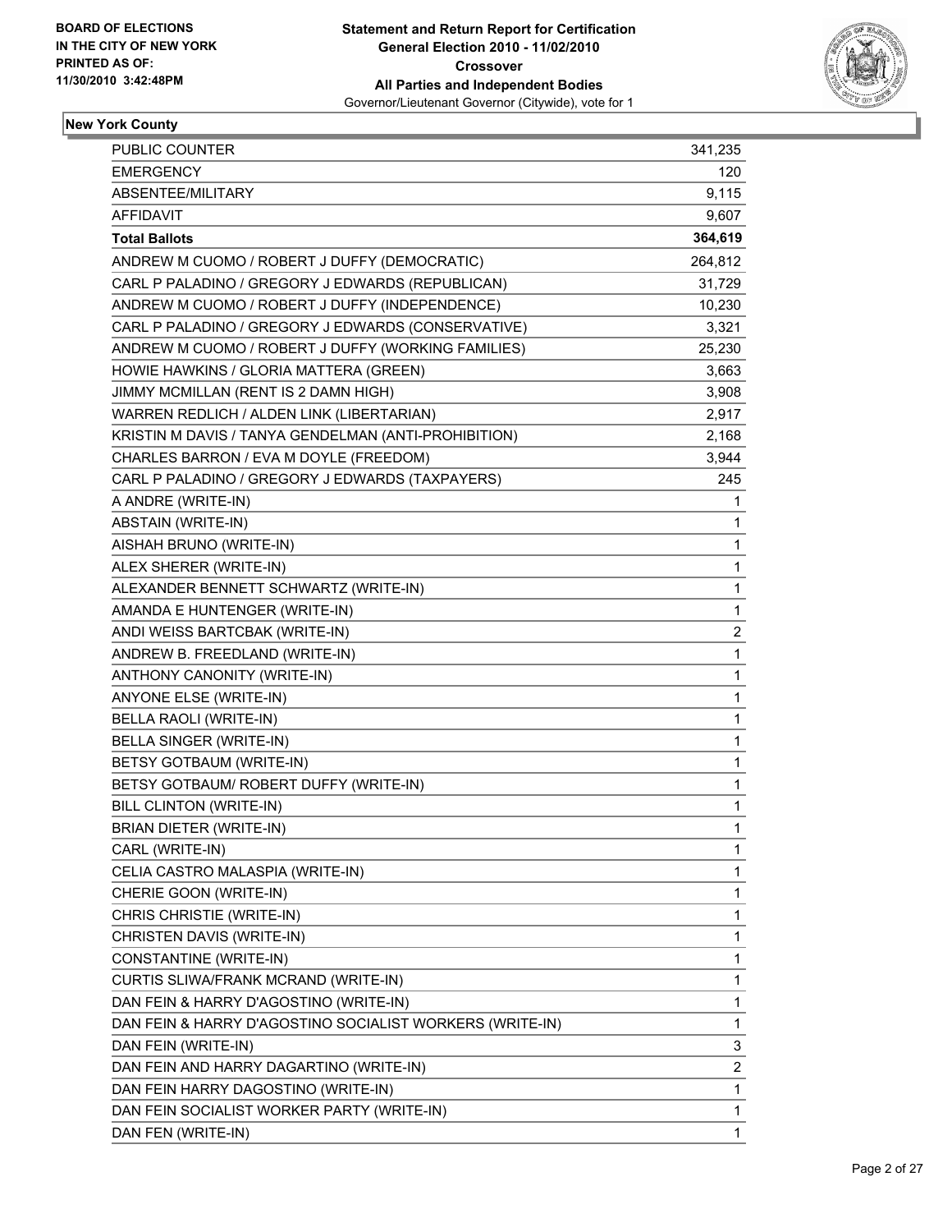BOARD OF ELECTIONS
IN THE CITY OF NEW YORK
PRINTED AS OF:
11/30/2010 3:42:48PM

**Statement and Return Report for Certification**
**General Election 2010 - 11/02/2010**
**Crossover**
**All Parties and Independent Bodies**
Governor/Lieutenant Governor (Citywide), vote for 1

## New York County

| | |
|---|---|
| PUBLIC COUNTER | 341,235 |
| EMERGENCY | 120 |
| ABSENTEE/MILITARY | 9,115 |
| AFFIDAVIT | 9,607 |
| **Total Ballots** | **364,619** |
| ANDREW M CUOMO / ROBERT J DUFFY (DEMOCRATIC) | 264,812 |
| CARL P PALADINO / GREGORY J EDWARDS (REPUBLICAN) | 31,729 |
| ANDREW M CUOMO / ROBERT J DUFFY (INDEPENDENCE) | 10,230 |
| CARL P PALADINO / GREGORY J EDWARDS (CONSERVATIVE) | 3,321 |
| ANDREW M CUOMO / ROBERT J DUFFY (WORKING FAMILIES) | 25,230 |
| HOWIE HAWKINS / GLORIA MATTERA (GREEN) | 3,663 |
| JIMMY MCMILLAN (RENT IS 2 DAMN HIGH) | 3,908 |
| WARREN REDLICH / ALDEN LINK (LIBERTARIAN) | 2,917 |
| KRISTIN M DAVIS / TANYA GENDELMAN (ANTI-PROHIBITION) | 2,168 |
| CHARLES BARRON / EVA M DOYLE (FREEDOM) | 3,944 |
| CARL P PALADINO / GREGORY J EDWARDS (TAXPAYERS) | 245 |
| A ANDRE (WRITE-IN) | 1 |
| ABSTAIN (WRITE-IN) | 1 |
| AISHAH BRUNO (WRITE-IN) | 1 |
| ALEX SHERER (WRITE-IN) | 1 |
| ALEXANDER BENNETT SCHWARTZ (WRITE-IN) | 1 |
| AMANDA E HUNTENGER (WRITE-IN) | 1 |
| ANDI WEISS BARTCBAK (WRITE-IN) | 2 |
| ANDREW B. FREEDLAND (WRITE-IN) | 1 |
| ANTHONY CANONITY (WRITE-IN) | 1 |
| ANYONE ELSE (WRITE-IN) | 1 |
| BELLA RAOLI (WRITE-IN) | 1 |
| BELLA SINGER (WRITE-IN) | 1 |
| BETSY GOTBAUM (WRITE-IN) | 1 |
| BETSY GOTBAUM/ ROBERT DUFFY (WRITE-IN) | 1 |
| BILL CLINTON (WRITE-IN) | 1 |
| BRIAN DIETER (WRITE-IN) | 1 |
| CARL (WRITE-IN) | 1 |
| CELIA CASTRO MALASPIA (WRITE-IN) | 1 |
| CHERIE GOON (WRITE-IN) | 1 |
| CHRIS CHRISTIE (WRITE-IN) | 1 |
| CHRISTEN DAVIS (WRITE-IN) | 1 |
| CONSTANTINE (WRITE-IN) | 1 |
| CURTIS SLIWA/FRANK MCRAND (WRITE-IN) | 1 |
| DAN FEIN & HARRY D'AGOSTINO (WRITE-IN) | 1 |
| DAN FEIN & HARRY D'AGOSTINO SOCIALIST WORKERS (WRITE-IN) | 1 |
| DAN FEIN (WRITE-IN) | 3 |
| DAN FEIN AND HARRY DAGARTINO (WRITE-IN) | 2 |
| DAN FEIN HARRY DAGOSTINO (WRITE-IN) | 1 |
| DAN FEIN SOCIALIST WORKER PARTY (WRITE-IN) | 1 |
| DAN FEN (WRITE-IN) | 1 |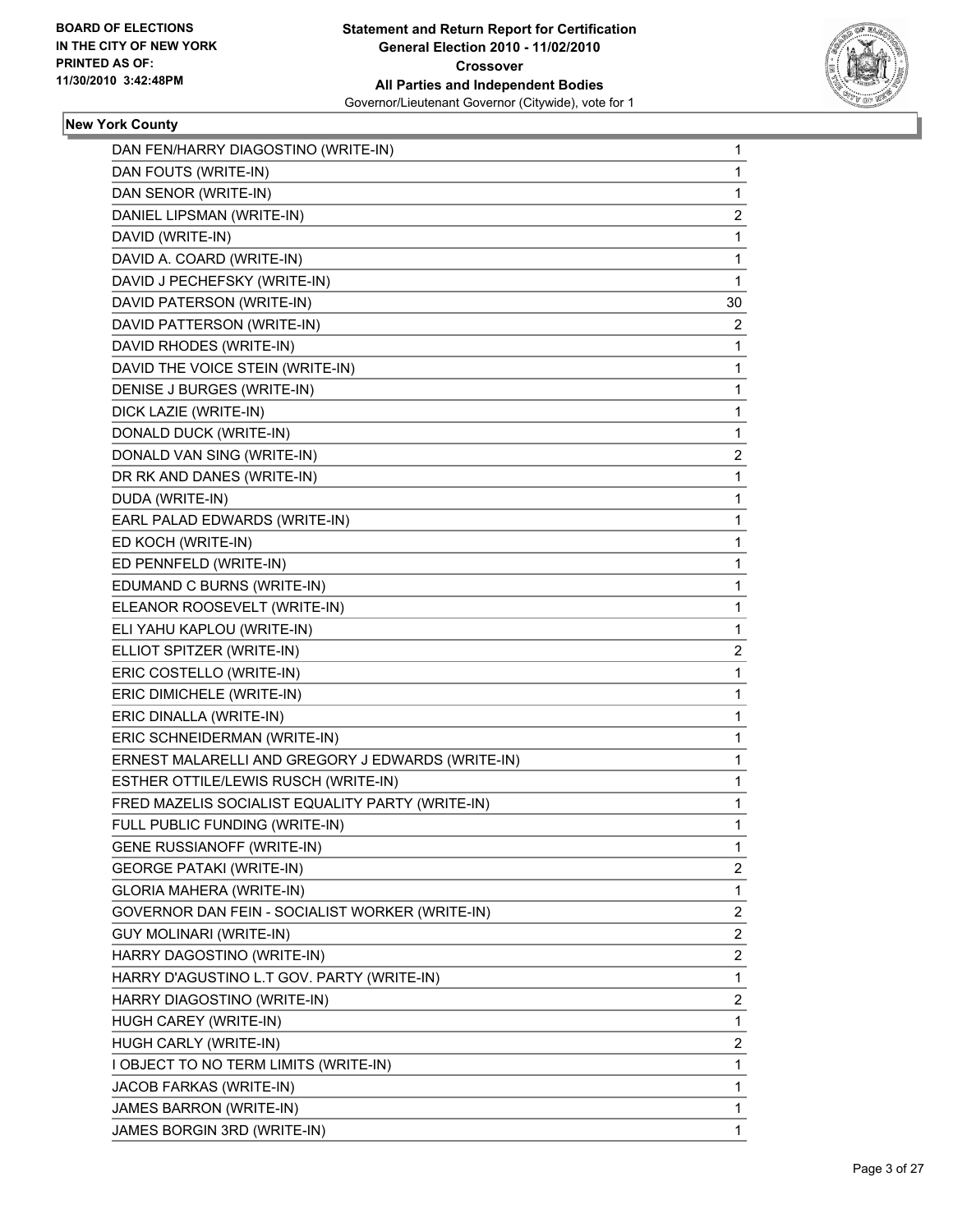**BOARD OF ELECTIONS IN THE CITY OF NEW YORK PRINTED AS OF: 11/30/2010 3:42:48PM**

# Statement and Return Report for Certification General Election 2010 - 11/02/2010 Crossover All Parties and Independent Bodies

Governor/Lieutenant Governor (Citywide), vote for 1

## New York County

| | |
|---|---|
| DAN FEN/HARRY DIAGOSTINO (WRITE-IN) | 1 |
| DAN FOUTS (WRITE-IN) | 1 |
| DAN SENOR (WRITE-IN) | 1 |
| DANIEL LIPSMAN (WRITE-IN) | 2 |
| DAVID (WRITE-IN) | 1 |
| DAVID A. COARD (WRITE-IN) | 1 |
| DAVID J PECHEFSKY (WRITE-IN) | 1 |
| DAVID PATERSON (WRITE-IN) | 30 |
| DAVID PATTERSON (WRITE-IN) | 2 |
| DAVID RHODES (WRITE-IN) | 1 |
| DAVID THE VOICE STEIN (WRITE-IN) | 1 |
| DENISE J BURGES (WRITE-IN) | 1 |
| DICK LAZIE (WRITE-IN) | 1 |
| DONALD DUCK (WRITE-IN) | 1 |
| DONALD VAN SING (WRITE-IN) | 2 |
| DR RK AND DANES (WRITE-IN) | 1 |
| DUDA (WRITE-IN) | 1 |
| EARL PALAD EDWARDS (WRITE-IN) | 1 |
| ED KOCH (WRITE-IN) | 1 |
| ED PENNFELD (WRITE-IN) | 1 |
| EDUMAND C BURNS (WRITE-IN) | 1 |
| ELEANOR ROOSEVELT (WRITE-IN) | 1 |
| ELI YAHU KAPLOU (WRITE-IN) | 1 |
| ELLIOT SPITZER (WRITE-IN) | 2 |
| ERIC COSTELLO (WRITE-IN) | 1 |
| ERIC DIMICHELE (WRITE-IN) | 1 |
| ERIC DINALLA (WRITE-IN) | 1 |
| ERIC SCHNEIDERMAN (WRITE-IN) | 1 |
| ERNEST MALARELLI AND GREGORY J EDWARDS (WRITE-IN) | 1 |
| ESTHER OTTILE/LEWIS RUSCH (WRITE-IN) | 1 |
| FRED MAZELIS SOCIALIST EQUALITY PARTY (WRITE-IN) | 1 |
| FULL PUBLIC FUNDING (WRITE-IN) | 1 |
| GENE RUSSIANOFF (WRITE-IN) | 1 |
| GEORGE PATAKI (WRITE-IN) | 2 |
| GLORIA MAHERA (WRITE-IN) | 1 |
| GOVERNOR DAN FEIN - SOCIALIST WORKER (WRITE-IN) | 2 |
| GUY MOLINARI (WRITE-IN) | 2 |
| HARRY DAGOSTINO (WRITE-IN) | 2 |
| HARRY D'AGUSTINO L.T GOV. PARTY (WRITE-IN) | 1 |
| HARRY DIAGOSTINO (WRITE-IN) | 2 |
| HUGH CAREY (WRITE-IN) | 1 |
| HUGH CARLY (WRITE-IN) | 2 |
| I OBJECT TO NO TERM LIMITS (WRITE-IN) | 1 |
| JACOB FARKAS (WRITE-IN) | 1 |
| JAMES BARRON (WRITE-IN) | 1 |
| JAMES BORGIN 3RD (WRITE-IN) | 1 |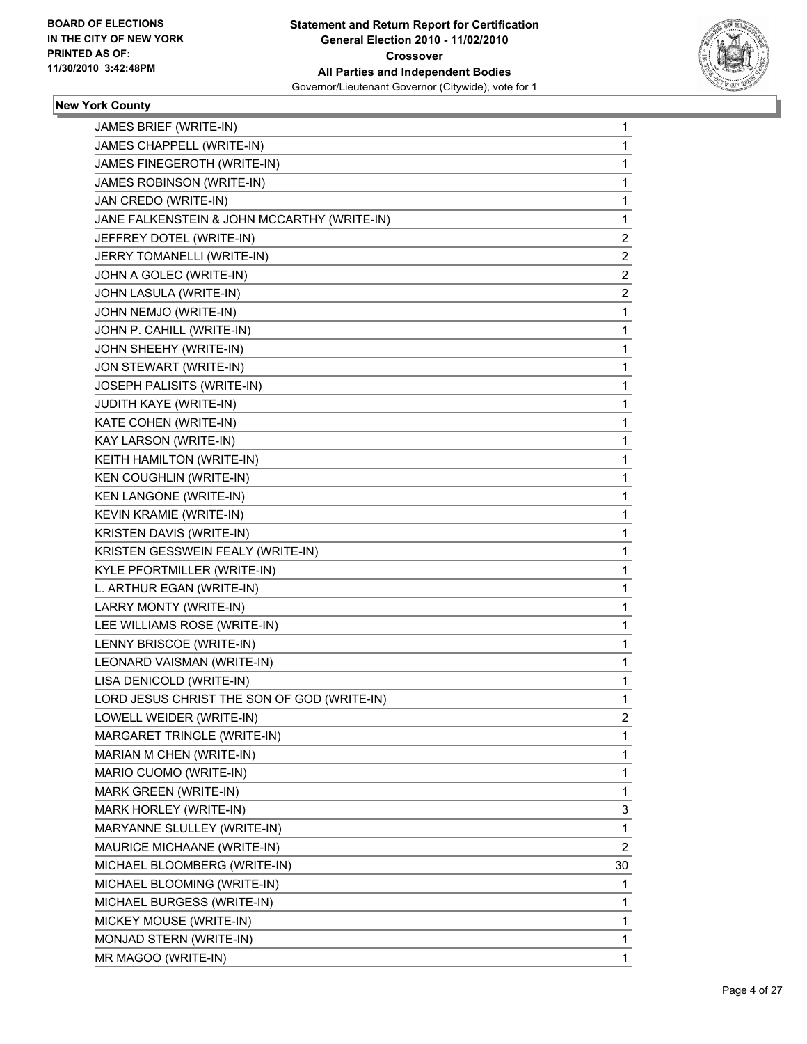**BOARD OF ELECTIONS IN THE CITY OF NEW YORK PRINTED AS OF: 11/30/2010 3:42:48PM**

**Statement and Return Report for Certification General Election 2010 - 11/02/2010 Crossover All Parties and Independent Bodies**

Governor/Lieutenant Governor (Citywide), vote for 1

**New York County**

| | |
|---|---|
| JAMES BRIEF (WRITE-IN) | 1 |
| JAMES CHAPPELL (WRITE-IN) | 1 |
| JAMES FINEGEROTH (WRITE-IN) | 1 |
| JAMES ROBINSON (WRITE-IN) | 1 |
| JAN CREDO (WRITE-IN) | 1 |
| JANE FALKENSTEIN & JOHN MCCARTHY (WRITE-IN) | 1 |
| JEFFREY DOTEL (WRITE-IN) | 2 |
| JERRY TOMANELLI (WRITE-IN) | 2 |
| JOHN A GOLEC (WRITE-IN) | 2 |
| JOHN LASULA (WRITE-IN) | 2 |
| JOHN NEMJO (WRITE-IN) | 1 |
| JOHN P. CAHILL (WRITE-IN) | 1 |
| JOHN SHEEHY (WRITE-IN) | 1 |
| JON STEWART (WRITE-IN) | 1 |
| JOSEPH PALISITS (WRITE-IN) | 1 |
| JUDITH KAYE (WRITE-IN) | 1 |
| KATE COHEN (WRITE-IN) | 1 |
| KAY LARSON (WRITE-IN) | 1 |
| KEITH HAMILTON (WRITE-IN) | 1 |
| KEN COUGHLIN (WRITE-IN) | 1 |
| KEN LANGONE (WRITE-IN) | 1 |
| KEVIN KRAMIE (WRITE-IN) | 1 |
| KRISTEN DAVIS (WRITE-IN) | 1 |
| KRISTEN GESSWEIN FEALY (WRITE-IN) | 1 |
| KYLE PFORTMILLER (WRITE-IN) | 1 |
| L. ARTHUR EGAN (WRITE-IN) | 1 |
| LARRY MONTY (WRITE-IN) | 1 |
| LEE WILLIAMS ROSE (WRITE-IN) | 1 |
| LENNY BRISCOE (WRITE-IN) | 1 |
| LEONARD VAISMAN (WRITE-IN) | 1 |
| LISA DENICOLD (WRITE-IN) | 1 |
| LORD JESUS CHRIST THE SON OF GOD (WRITE-IN) | 1 |
| LOWELL WEIDER (WRITE-IN) | 2 |
| MARGARET TRINGLE (WRITE-IN) | 1 |
| MARIAN M CHEN (WRITE-IN) | 1 |
| MARIO CUOMO (WRITE-IN) | 1 |
| MARK GREEN (WRITE-IN) | 1 |
| MARK HORLEY (WRITE-IN) | 3 |
| MARYANNE SLULLEY (WRITE-IN) | 1 |
| MAURICE MICHAANE (WRITE-IN) | 2 |
| MICHAEL BLOOMBERG (WRITE-IN) | 30 |
| MICHAEL BLOOMING (WRITE-IN) | 1 |
| MICHAEL BURGESS (WRITE-IN) | 1 |
| MICKEY MOUSE (WRITE-IN) | 1 |
| MONJAD STERN (WRITE-IN) | 1 |
| MR MAGOO (WRITE-IN) | 1 |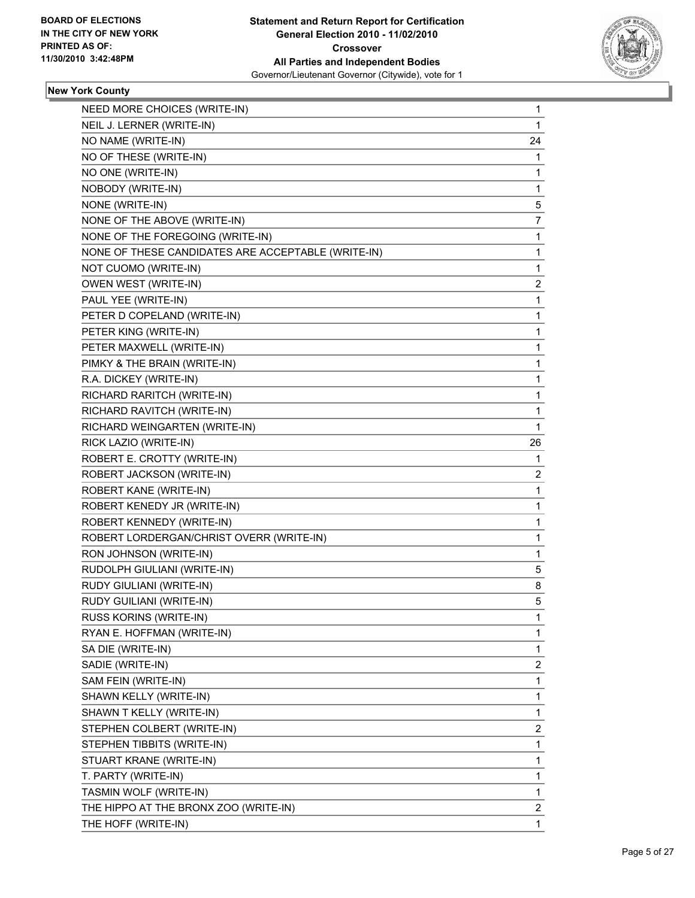**BOARD OF ELECTIONS IN THE CITY OF NEW YORK PRINTED AS OF: 11/30/2010 3:42:48PM**

**Statement and Return Report for Certification General Election 2010 - 11/02/2010 Crossover All Parties and Independent Bodies**
Governor/Lieutenant Governor (Citywide), vote for 1

## New York County

| Candidate | Votes |
|---|---|
| NEED MORE CHOICES (WRITE-IN) | 1 |
| NEIL J. LERNER (WRITE-IN) | 1 |
| NO NAME (WRITE-IN) | 24 |
| NO OF THESE (WRITE-IN) | 1 |
| NO ONE (WRITE-IN) | 1 |
| NOBODY (WRITE-IN) | 1 |
| NONE (WRITE-IN) | 5 |
| NONE OF THE ABOVE (WRITE-IN) | 7 |
| NONE OF THE FOREGOING (WRITE-IN) | 1 |
| NONE OF THESE CANDIDATES ARE ACCEPTABLE (WRITE-IN) | 1 |
| NOT CUOMO (WRITE-IN) | 1 |
| OWEN WEST (WRITE-IN) | 2 |
| PAUL YEE (WRITE-IN) | 1 |
| PETER D COPELAND (WRITE-IN) | 1 |
| PETER KING (WRITE-IN) | 1 |
| PETER MAXWELL (WRITE-IN) | 1 |
| PIMKY & THE BRAIN (WRITE-IN) | 1 |
| R.A. DICKEY (WRITE-IN) | 1 |
| RICHARD RARITCH (WRITE-IN) | 1 |
| RICHARD RAVITCH (WRITE-IN) | 1 |
| RICHARD WEINGARTEN (WRITE-IN) | 1 |
| RICK LAZIO (WRITE-IN) | 26 |
| ROBERT E. CROTTY (WRITE-IN) | 1 |
| ROBERT JACKSON (WRITE-IN) | 2 |
| ROBERT KANE (WRITE-IN) | 1 |
| ROBERT KENEDY JR (WRITE-IN) | 1 |
| ROBERT KENNEDY (WRITE-IN) | 1 |
| ROBERT LORDERGAN/CHRIST OVERR (WRITE-IN) | 1 |
| RON JOHNSON (WRITE-IN) | 1 |
| RUDOLPH GIULIANI (WRITE-IN) | 5 |
| RUDY GIULIANI (WRITE-IN) | 8 |
| RUDY GUILIANI (WRITE-IN) | 5 |
| RUSS KORINS (WRITE-IN) | 1 |
| RYAN E. HOFFMAN (WRITE-IN) | 1 |
| SA DIE (WRITE-IN) | 1 |
| SADIE (WRITE-IN) | 2 |
| SAM FEIN (WRITE-IN) | 1 |
| SHAWN KELLY (WRITE-IN) | 1 |
| SHAWN T KELLY (WRITE-IN) | 1 |
| STEPHEN COLBERT (WRITE-IN) | 2 |
| STEPHEN TIBBITS (WRITE-IN) | 1 |
| STUART KRANE (WRITE-IN) | 1 |
| T. PARTY (WRITE-IN) | 1 |
| TASMIN WOLF (WRITE-IN) | 1 |
| THE HIPPO AT THE BRONX ZOO (WRITE-IN) | 2 |
| THE HOFF (WRITE-IN) | 1 |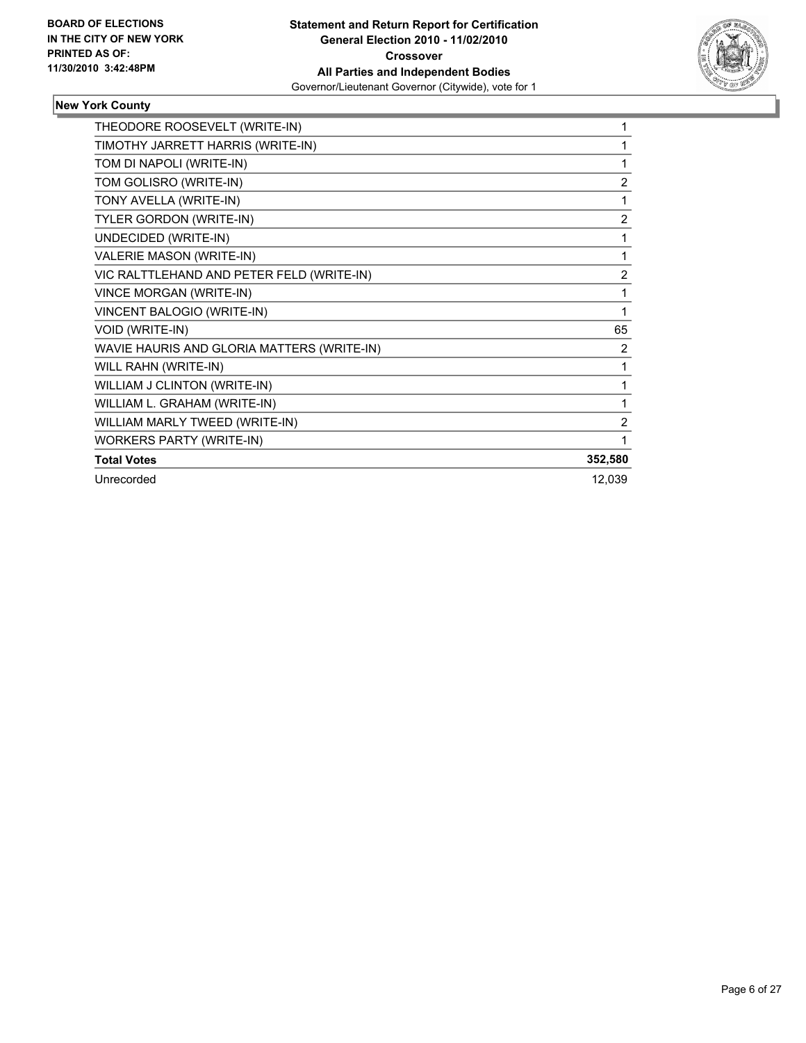**Statement and Return Report for Certification**
**General Election 2010 - 11/02/2010**
**Crossover**
**All Parties and Independent Bodies**
Governor/Lieutenant Governor (Citywide), vote for 1

**BOARD OF ELECTIONS IN THE CITY OF NEW YORK PRINTED AS OF: 11/30/2010 3:42:48PM**

## New York County

| | |
|---|---|
| THEODORE ROOSEVELT (WRITE-IN) | 1 |
| TIMOTHY JARRETT HARRIS (WRITE-IN) | 1 |
| TOM DI NAPOLI (WRITE-IN) | 1 |
| TOM GOLISRO (WRITE-IN) | 2 |
| TONY AVELLA (WRITE-IN) | 1 |
| TYLER GORDON (WRITE-IN) | 2 |
| UNDECIDED (WRITE-IN) | 1 |
| VALERIE MASON (WRITE-IN) | 1 |
| VIC RALTTLEHAND AND PETER FELD (WRITE-IN) | 2 |
| VINCE MORGAN (WRITE-IN) | 1 |
| VINCENT BALOGIO (WRITE-IN) | 1 |
| VOID (WRITE-IN) | 65 |
| WAVIE HAURIS AND GLORIA MATTERS (WRITE-IN) | 2 |
| WILL RAHN (WRITE-IN) | 1 |
| WILLIAM J CLINTON (WRITE-IN) | 1 |
| WILLIAM L. GRAHAM (WRITE-IN) | 1 |
| WILLIAM MARLY TWEED (WRITE-IN) | 2 |
| WORKERS PARTY (WRITE-IN) | 1 |
| **Total Votes** | **352,580** |
| Unrecorded | 12,039 |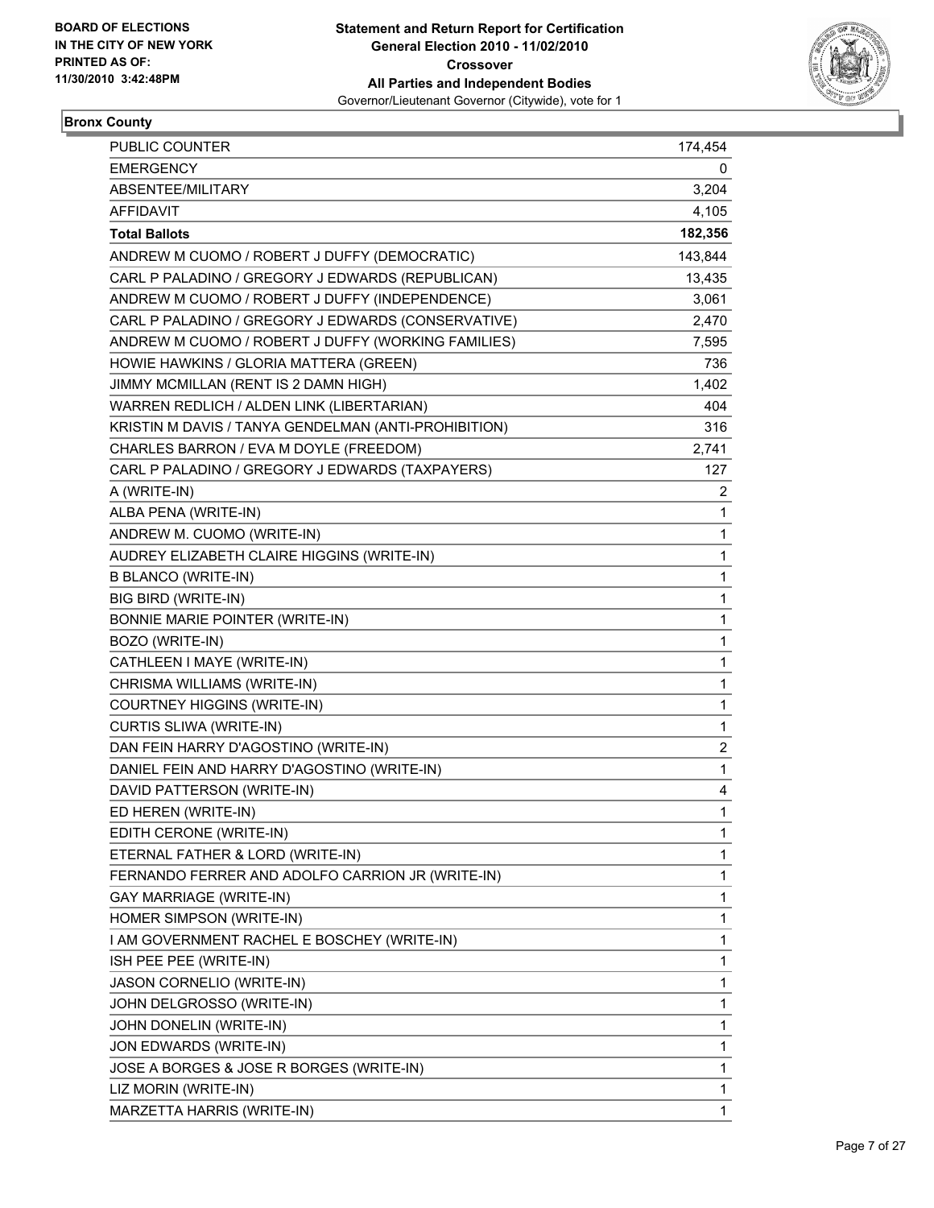**BOARD OF ELECTIONS IN THE CITY OF NEW YORK PRINTED AS OF: 11/30/2010 3:42:48PM**

# Statement and Return Report for Certification
## General Election 2010 - 11/02/2010
## Crossover
## All Parties and Independent Bodies
Governor/Lieutenant Governor (Citywide), vote for 1

### Bronx County

| | |
|---|---|
| PUBLIC COUNTER | 174,454 |
| EMERGENCY | 0 |
| ABSENTEE/MILITARY | 3,204 |
| AFFIDAVIT | 4,105 |
| **Total Ballots** | **182,356** |
| ANDREW M CUOMO / ROBERT J DUFFY (DEMOCRATIC) | 143,844 |
| CARL P PALADINO / GREGORY J EDWARDS (REPUBLICAN) | 13,435 |
| ANDREW M CUOMO / ROBERT J DUFFY (INDEPENDENCE) | 3,061 |
| CARL P PALADINO / GREGORY J EDWARDS (CONSERVATIVE) | 2,470 |
| ANDREW M CUOMO / ROBERT J DUFFY (WORKING FAMILIES) | 7,595 |
| HOWIE HAWKINS / GLORIA MATTERA (GREEN) | 736 |
| JIMMY MCMILLAN (RENT IS 2 DAMN HIGH) | 1,402 |
| WARREN REDLICH / ALDEN LINK (LIBERTARIAN) | 404 |
| KRISTIN M DAVIS / TANYA GENDELMAN (ANTI-PROHIBITION) | 316 |
| CHARLES BARRON / EVA M DOYLE (FREEDOM) | 2,741 |
| CARL P PALADINO / GREGORY J EDWARDS (TAXPAYERS) | 127 |
| A (WRITE-IN) | 2 |
| ALBA PENA (WRITE-IN) | 1 |
| ANDREW M. CUOMO (WRITE-IN) | 1 |
| AUDREY ELIZABETH CLAIRE HIGGINS (WRITE-IN) | 1 |
| B BLANCO (WRITE-IN) | 1 |
| BIG BIRD (WRITE-IN) | 1 |
| BONNIE MARIE POINTER (WRITE-IN) | 1 |
| BOZO (WRITE-IN) | 1 |
| CATHLEEN I MAYE (WRITE-IN) | 1 |
| CHRISMA WILLIAMS (WRITE-IN) | 1 |
| COURTNEY HIGGINS (WRITE-IN) | 1 |
| CURTIS SLIWA (WRITE-IN) | 1 |
| DAN FEIN HARRY D'AGOSTINO (WRITE-IN) | 2 |
| DANIEL FEIN AND HARRY D'AGOSTINO (WRITE-IN) | 1 |
| DAVID PATTERSON (WRITE-IN) | 4 |
| ED HEREN (WRITE-IN) | 1 |
| EDITH CERONE (WRITE-IN) | 1 |
| ETERNAL FATHER & LORD (WRITE-IN) | 1 |
| FERNANDO FERRER AND ADOLFO CARRION JR (WRITE-IN) | 1 |
| GAY MARRIAGE (WRITE-IN) | 1 |
| HOMER SIMPSON (WRITE-IN) | 1 |
| I AM GOVERNMENT RACHEL E BOSCHEY (WRITE-IN) | 1 |
| ISH PEE PEE (WRITE-IN) | 1 |
| JASON CORNELIO (WRITE-IN) | 1 |
| JOHN DELGROSSO (WRITE-IN) | 1 |
| JOHN DONELIN (WRITE-IN) | 1 |
| JON EDWARDS (WRITE-IN) | 1 |
| JOSE A BORGES & JOSE R BORGES (WRITE-IN) | 1 |
| LIZ MORIN (WRITE-IN) | 1 |
| MARZETTA HARRIS (WRITE-IN) | 1 |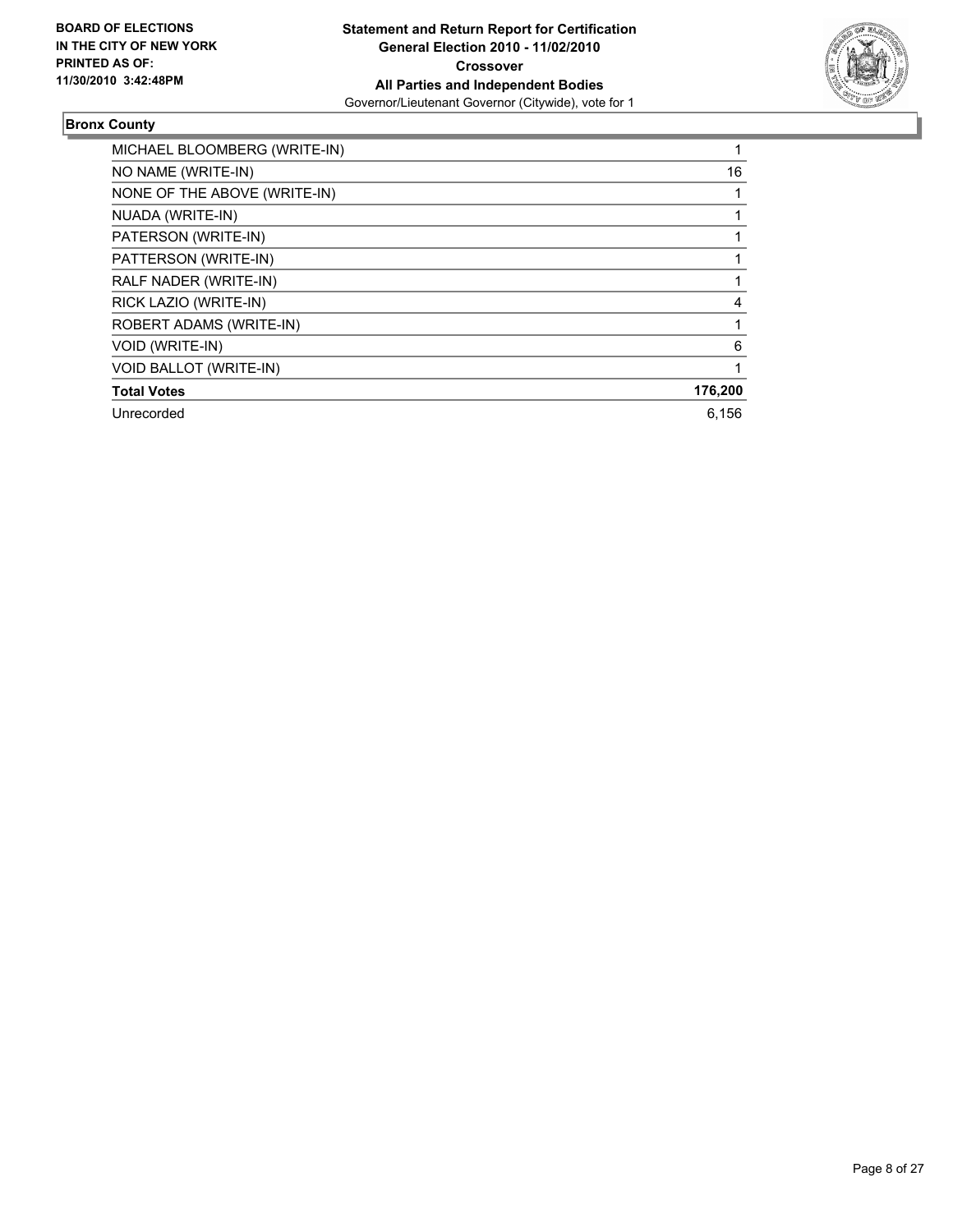BOARD OF ELECTIONS
IN THE CITY OF NEW YORK
PRINTED AS OF:
11/30/2010 3:42:48PM

**Statement and Return Report for Certification**
**General Election 2010 - 11/02/2010**
**Crossover**
**All Parties and Independent Bodies**
Governor/Lieutenant Governor (Citywide), vote for 1

### Bronx County

| | |
|---|---|
| MICHAEL BLOOMBERG (WRITE-IN) | 1 |
| NO NAME (WRITE-IN) | 16 |
| NONE OF THE ABOVE (WRITE-IN) | 1 |
| NUADA (WRITE-IN) | 1 |
| PATERSON (WRITE-IN) | 1 |
| PATTERSON (WRITE-IN) | 1 |
| RALF NADER (WRITE-IN) | 1 |
| RICK LAZIO (WRITE-IN) | 4 |
| ROBERT ADAMS (WRITE-IN) | 1 |
| VOID (WRITE-IN) | 6 |
| VOID BALLOT (WRITE-IN) | 1 |
| **Total Votes** | **176,200** |
| Unrecorded | 6,156 |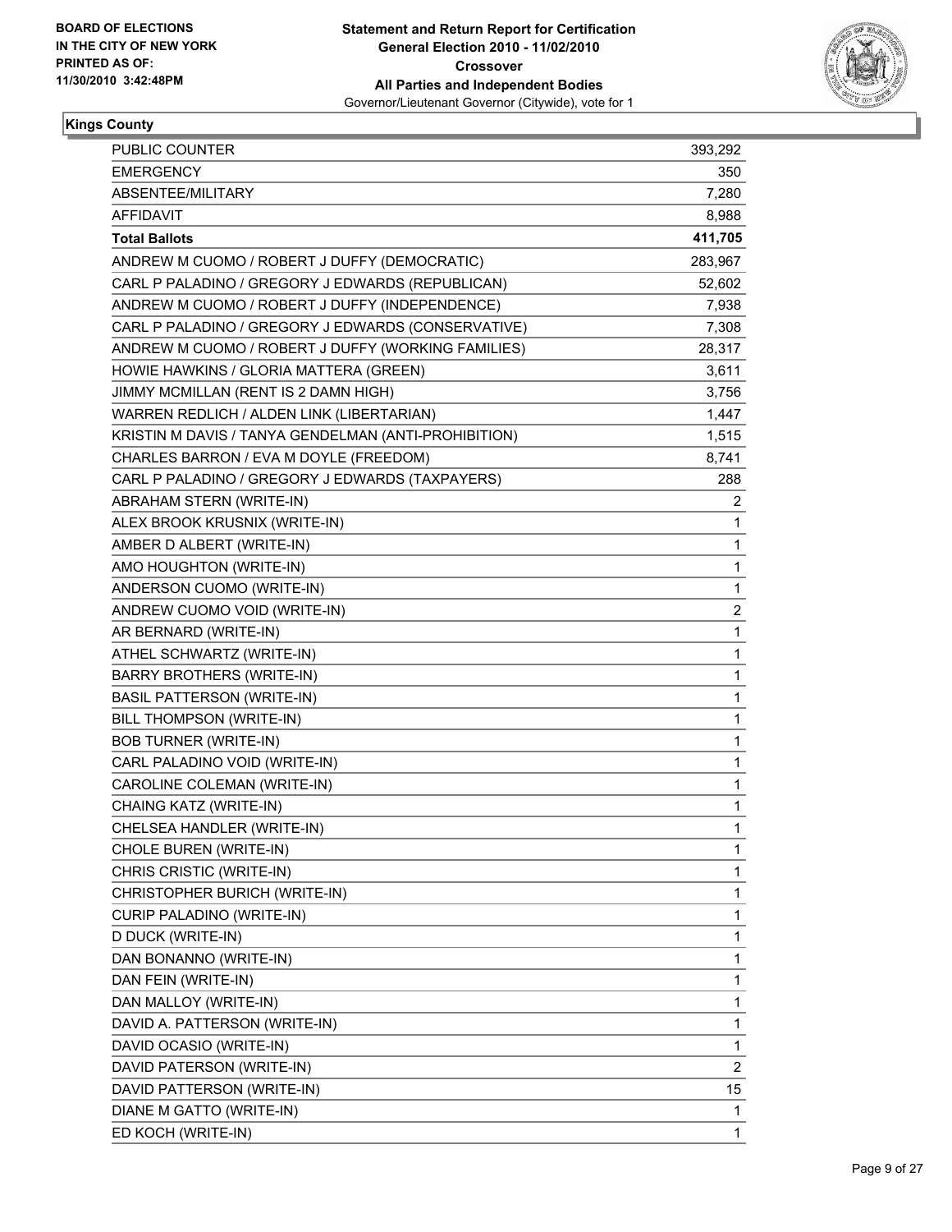**BOARD OF ELECTIONS IN THE CITY OF NEW YORK PRINTED AS OF: 11/30/2010 3:42:48PM**

**Statement and Return Report for Certification General Election 2010 - 11/02/2010 Crossover All Parties and Independent Bodies**
Governor/Lieutenant Governor (Citywide), vote for 1

**Kings County**

| | |
|---|---|
| PUBLIC COUNTER | 393,292 |
| EMERGENCY | 350 |
| ABSENTEE/MILITARY | 7,280 |
| AFFIDAVIT | 8,988 |
| **Total Ballots** | **411,705** |
| ANDREW M CUOMO / ROBERT J DUFFY (DEMOCRATIC) | 283,967 |
| CARL P PALADINO / GREGORY J EDWARDS (REPUBLICAN) | 52,602 |
| ANDREW M CUOMO / ROBERT J DUFFY (INDEPENDENCE) | 7,938 |
| CARL P PALADINO / GREGORY J EDWARDS (CONSERVATIVE) | 7,308 |
| ANDREW M CUOMO / ROBERT J DUFFY (WORKING FAMILIES) | 28,317 |
| HOWIE HAWKINS / GLORIA MATTERA (GREEN) | 3,611 |
| JIMMY MCMILLAN (RENT IS 2 DAMN HIGH) | 3,756 |
| WARREN REDLICH / ALDEN LINK (LIBERTARIAN) | 1,447 |
| KRISTIN M DAVIS / TANYA GENDELMAN (ANTI-PROHIBITION) | 1,515 |
| CHARLES BARRON / EVA M DOYLE (FREEDOM) | 8,741 |
| CARL P PALADINO / GREGORY J EDWARDS (TAXPAYERS) | 288 |
| ABRAHAM STERN (WRITE-IN) | 2 |
| ALEX BROOK KRUSNIX (WRITE-IN) | 1 |
| AMBER D ALBERT (WRITE-IN) | 1 |
| AMO HOUGHTON (WRITE-IN) | 1 |
| ANDERSON CUOMO (WRITE-IN) | 1 |
| ANDREW CUOMO VOID (WRITE-IN) | 2 |
| AR BERNARD (WRITE-IN) | 1 |
| ATHEL SCHWARTZ (WRITE-IN) | 1 |
| BARRY BROTHERS (WRITE-IN) | 1 |
| BASIL PATTERSON (WRITE-IN) | 1 |
| BILL THOMPSON (WRITE-IN) | 1 |
| BOB TURNER (WRITE-IN) | 1 |
| CARL PALADINO VOID (WRITE-IN) | 1 |
| CAROLINE COLEMAN (WRITE-IN) | 1 |
| CHAING KATZ (WRITE-IN) | 1 |
| CHELSEA HANDLER (WRITE-IN) | 1 |
| CHOLE BUREN (WRITE-IN) | 1 |
| CHRIS CRISTIC (WRITE-IN) | 1 |
| CHRISTOPHER BURICH (WRITE-IN) | 1 |
| CURIP PALADINO (WRITE-IN) | 1 |
| D DUCK (WRITE-IN) | 1 |
| DAN BONANNO (WRITE-IN) | 1 |
| DAN FEIN (WRITE-IN) | 1 |
| DAN MALLOY (WRITE-IN) | 1 |
| DAVID A. PATTERSON (WRITE-IN) | 1 |
| DAVID OCASIO (WRITE-IN) | 1 |
| DAVID PATERSON (WRITE-IN) | 2 |
| DAVID PATTERSON (WRITE-IN) | 15 |
| DIANE M GATTO (WRITE-IN) | 1 |
| ED KOCH (WRITE-IN) | 1 |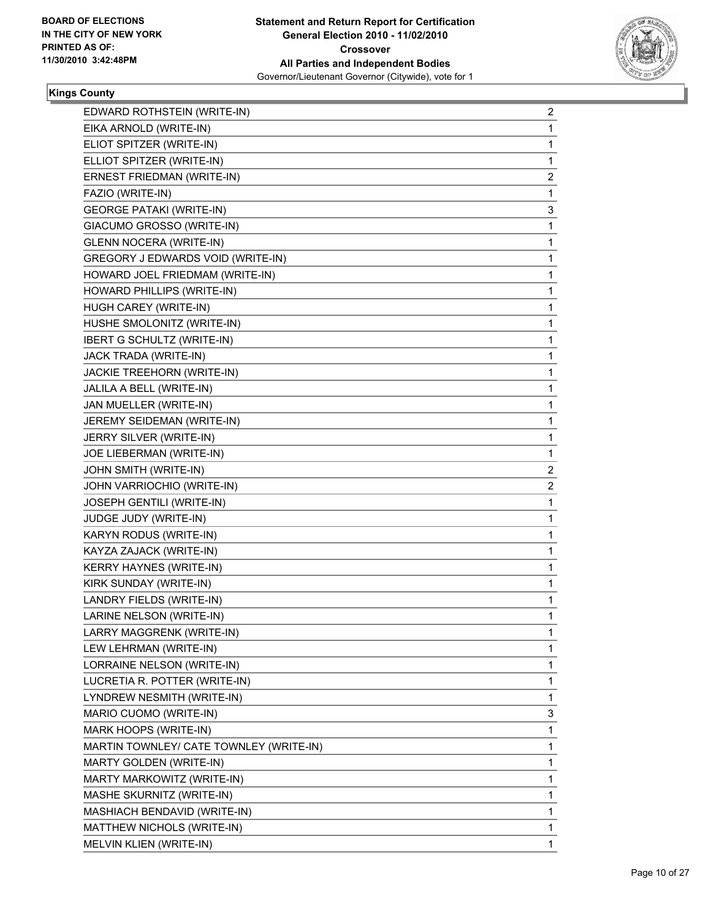**BOARD OF ELECTIONS IN THE CITY OF NEW YORK PRINTED AS OF: 11/30/2010 3:42:48PM**

**Statement and Return Report for Certification General Election 2010 - 11/02/2010 Crossover All Parties and Independent Bodies**
Governor/Lieutenant Governor (Citywide), vote for 1

**Kings County**

| | |
|---|---|
| EDWARD ROTHSTEIN (WRITE-IN) | 2 |
| EIKA ARNOLD (WRITE-IN) | 1 |
| ELIOT SPITZER (WRITE-IN) | 1 |
| ELLIOT SPITZER (WRITE-IN) | 1 |
| ERNEST FRIEDMAN (WRITE-IN) | 2 |
| FAZIO (WRITE-IN) | 1 |
| GEORGE PATAKI (WRITE-IN) | 3 |
| GIACUMO GROSSO (WRITE-IN) | 1 |
| GLENN NOCERA (WRITE-IN) | 1 |
| GREGORY J EDWARDS VOID (WRITE-IN) | 1 |
| HOWARD JOEL FRIEDMAM (WRITE-IN) | 1 |
| HOWARD PHILLIPS (WRITE-IN) | 1 |
| HUGH CAREY (WRITE-IN) | 1 |
| HUSHE SMOLONITZ (WRITE-IN) | 1 |
| IBERT G SCHULTZ (WRITE-IN) | 1 |
| JACK TRADA (WRITE-IN) | 1 |
| JACKIE TREEHORN (WRITE-IN) | 1 |
| JALILA A BELL (WRITE-IN) | 1 |
| JAN MUELLER (WRITE-IN) | 1 |
| JEREMY SEIDEMAN (WRITE-IN) | 1 |
| JERRY SILVER (WRITE-IN) | 1 |
| JOE LIEBERMAN (WRITE-IN) | 1 |
| JOHN SMITH (WRITE-IN) | 2 |
| JOHN VARRIOCHIO (WRITE-IN) | 2 |
| JOSEPH GENTILI (WRITE-IN) | 1 |
| JUDGE JUDY (WRITE-IN) | 1 |
| KARYN RODUS (WRITE-IN) | 1 |
| KAYZA ZAJACK (WRITE-IN) | 1 |
| KERRY HAYNES (WRITE-IN) | 1 |
| KIRK SUNDAY (WRITE-IN) | 1 |
| LANDRY FIELDS (WRITE-IN) | 1 |
| LARINE NELSON (WRITE-IN) | 1 |
| LARRY MAGGRENK (WRITE-IN) | 1 |
| LEW LEHRMAN (WRITE-IN) | 1 |
| LORRAINE NELSON (WRITE-IN) | 1 |
| LUCRETIA R. POTTER (WRITE-IN) | 1 |
| LYNDREW NESMITH (WRITE-IN) | 1 |
| MARIO CUOMO (WRITE-IN) | 3 |
| MARK HOOPS (WRITE-IN) | 1 |
| MARTIN TOWNLEY/ CATE TOWNLEY (WRITE-IN) | 1 |
| MARTY GOLDEN (WRITE-IN) | 1 |
| MARTY MARKOWITZ (WRITE-IN) | 1 |
| MASHE SKURNITZ (WRITE-IN) | 1 |
| MASHIACH BENDAVID (WRITE-IN) | 1 |
| MATTHEW NICHOLS (WRITE-IN) | 1 |
| MELVIN KLIEN (WRITE-IN) | 1 |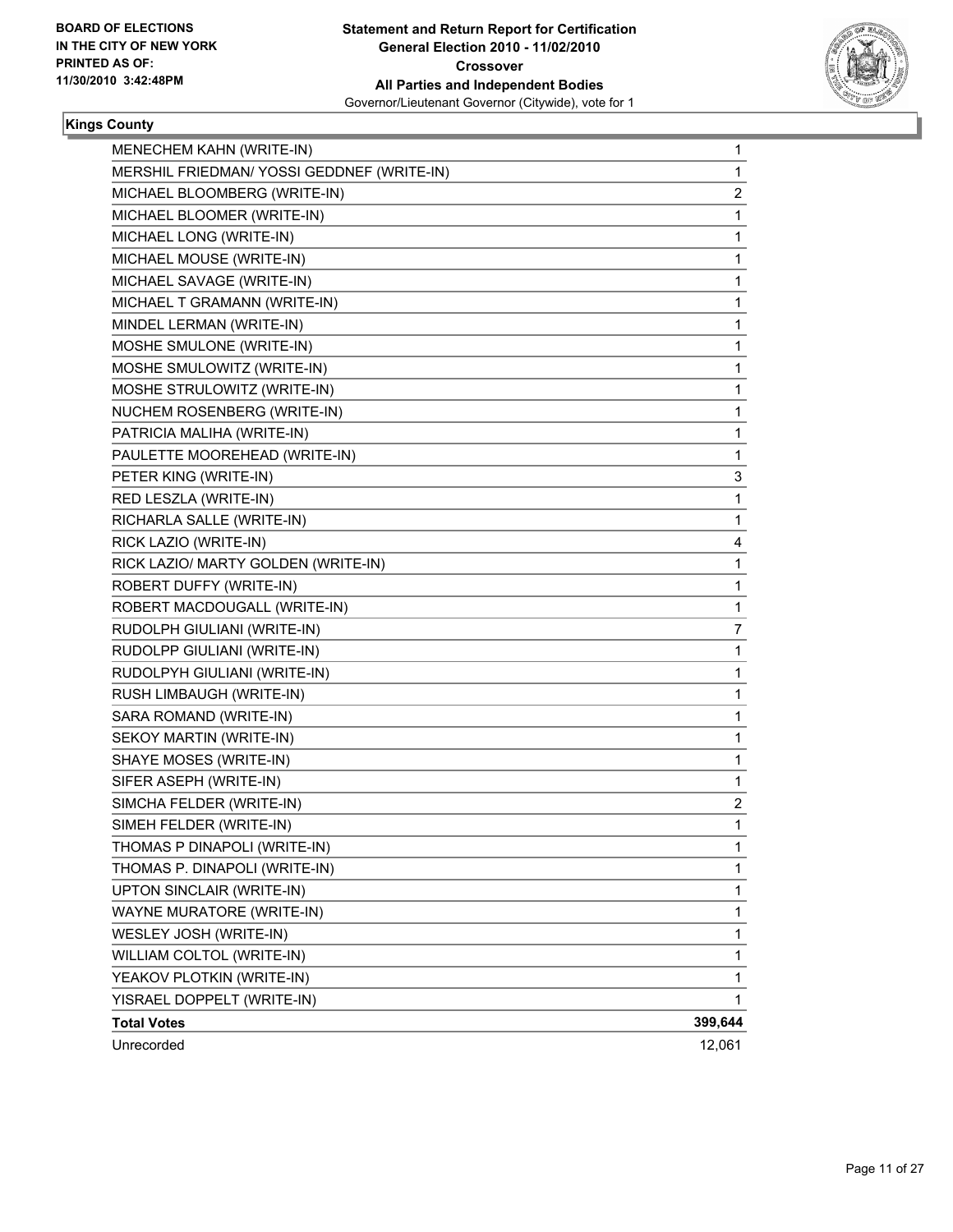**BOARD OF ELECTIONS IN THE CITY OF NEW YORK PRINTED AS OF: 11/30/2010 3:42:48PM**

**Statement and Return Report for Certification General Election 2010 - 11/02/2010 Crossover All Parties and Independent Bodies**

Governor/Lieutenant Governor (Citywide), vote for 1

## Kings County

| | |
|---|---|
| MENECHEM KAHN (WRITE-IN) | 1 |
| MERSHIL FRIEDMAN/ YOSSI GEDDNEF (WRITE-IN) | 1 |
| MICHAEL BLOOMBERG (WRITE-IN) | 2 |
| MICHAEL BLOOMER (WRITE-IN) | 1 |
| MICHAEL LONG (WRITE-IN) | 1 |
| MICHAEL MOUSE (WRITE-IN) | 1 |
| MICHAEL SAVAGE (WRITE-IN) | 1 |
| MICHAEL T GRAMANN (WRITE-IN) | 1 |
| MINDEL LERMAN (WRITE-IN) | 1 |
| MOSHE SMULONE (WRITE-IN) | 1 |
| MOSHE SMULOWITZ (WRITE-IN) | 1 |
| MOSHE STRULOWITZ (WRITE-IN) | 1 |
| NUCHEM ROSENBERG (WRITE-IN) | 1 |
| PATRICIA MALIHA (WRITE-IN) | 1 |
| PAULETTE MOOREHEAD (WRITE-IN) | 1 |
| PETER KING (WRITE-IN) | 3 |
| RED LESZLA (WRITE-IN) | 1 |
| RICHARLA SALLE (WRITE-IN) | 1 |
| RICK LAZIO (WRITE-IN) | 4 |
| RICK LAZIO/ MARTY GOLDEN (WRITE-IN) | 1 |
| ROBERT DUFFY (WRITE-IN) | 1 |
| ROBERT MACDOUGALL (WRITE-IN) | 1 |
| RUDOLPH GIULIANI (WRITE-IN) | 7 |
| RUDOLPP GIULIANI (WRITE-IN) | 1 |
| RUDOLPYH GIULIANI (WRITE-IN) | 1 |
| RUSH LIMBAUGH (WRITE-IN) | 1 |
| SARA ROMAND (WRITE-IN) | 1 |
| SEKOY MARTIN (WRITE-IN) | 1 |
| SHAYE MOSES (WRITE-IN) | 1 |
| SIFER ASEPH (WRITE-IN) | 1 |
| SIMCHA FELDER (WRITE-IN) | 2 |
| SIMEH FELDER (WRITE-IN) | 1 |
| THOMAS P DINAPOLI (WRITE-IN) | 1 |
| THOMAS P. DINAPOLI (WRITE-IN) | 1 |
| UPTON SINCLAIR (WRITE-IN) | 1 |
| WAYNE MURATORE (WRITE-IN) | 1 |
| WESLEY JOSH (WRITE-IN) | 1 |
| WILLIAM COLTOL (WRITE-IN) | 1 |
| YEAKOV PLOTKIN (WRITE-IN) | 1 |
| YISRAEL DOPPELT (WRITE-IN) | 1 |
| **Total Votes** | **399,644** |
| Unrecorded | 12,061 |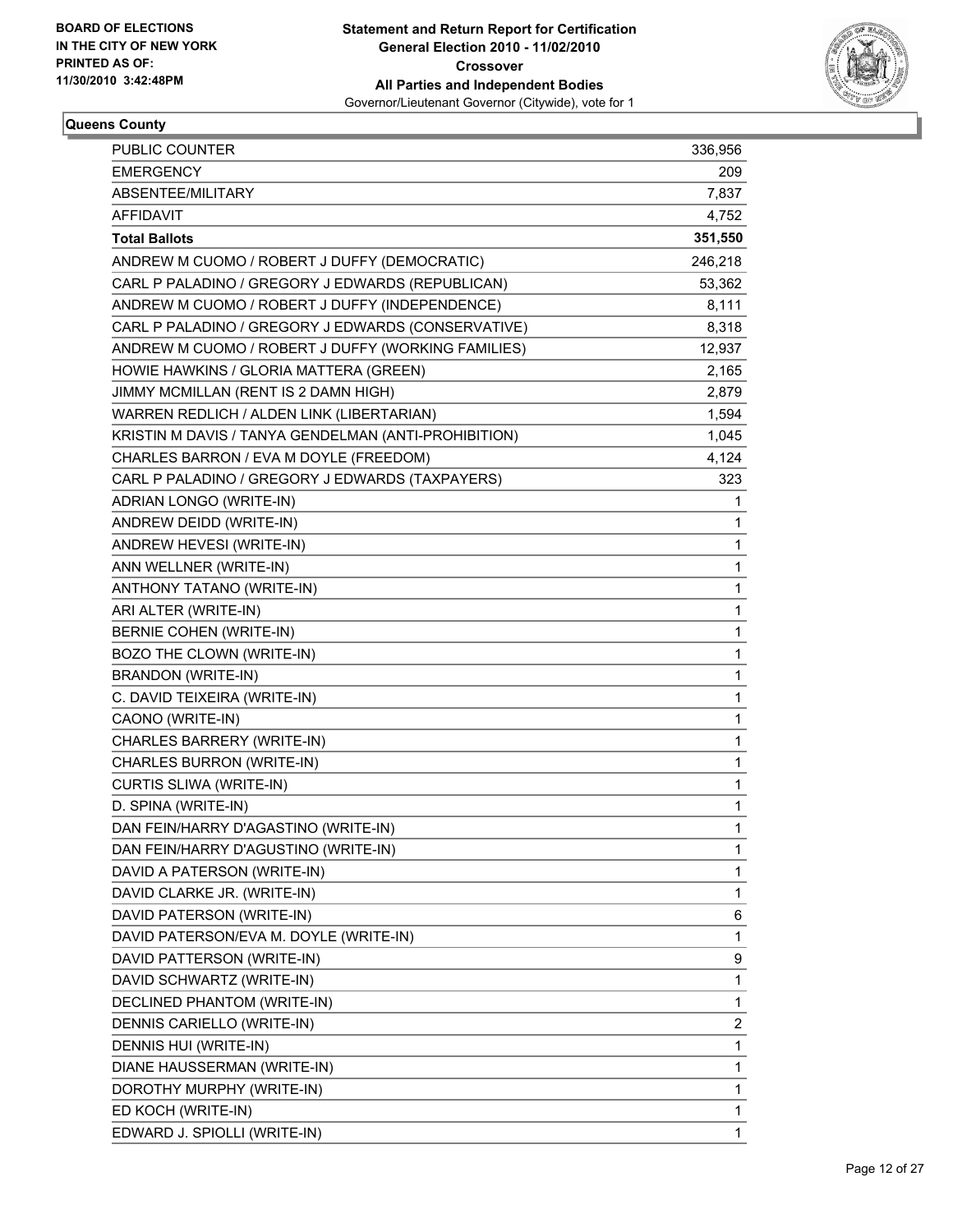BOARD OF ELECTIONS
IN THE CITY OF NEW YORK
PRINTED AS OF:
11/30/2010 3:42:48PM

**Statement and Return Report for Certification**
**General Election 2010 - 11/02/2010**
**Crossover**
**All Parties and Independent Bodies**
Governor/Lieutenant Governor (Citywide), vote for 1

**Queens County**

| | |
|---|---|
| PUBLIC COUNTER | 336,956 |
| EMERGENCY | 209 |
| ABSENTEE/MILITARY | 7,837 |
| AFFIDAVIT | 4,752 |
| **Total Ballots** | **351,550** |
| ANDREW M CUOMO / ROBERT J DUFFY (DEMOCRATIC) | 246,218 |
| CARL P PALADINO / GREGORY J EDWARDS (REPUBLICAN) | 53,362 |
| ANDREW M CUOMO / ROBERT J DUFFY (INDEPENDENCE) | 8,111 |
| CARL P PALADINO / GREGORY J EDWARDS (CONSERVATIVE) | 8,318 |
| ANDREW M CUOMO / ROBERT J DUFFY (WORKING FAMILIES) | 12,937 |
| HOWIE HAWKINS / GLORIA MATTERA (GREEN) | 2,165 |
| JIMMY MCMILLAN (RENT IS 2 DAMN HIGH) | 2,879 |
| WARREN REDLICH / ALDEN LINK (LIBERTARIAN) | 1,594 |
| KRISTIN M DAVIS / TANYA GENDELMAN (ANTI-PROHIBITION) | 1,045 |
| CHARLES BARRON / EVA M DOYLE (FREEDOM) | 4,124 |
| CARL P PALADINO / GREGORY J EDWARDS (TAXPAYERS) | 323 |
| ADRIAN LONGO (WRITE-IN) | 1 |
| ANDREW DEIDD (WRITE-IN) | 1 |
| ANDREW HEVESI (WRITE-IN) | 1 |
| ANN WELLNER (WRITE-IN) | 1 |
| ANTHONY TATANO (WRITE-IN) | 1 |
| ARI ALTER (WRITE-IN) | 1 |
| BERNIE COHEN (WRITE-IN) | 1 |
| BOZO THE CLOWN (WRITE-IN) | 1 |
| BRANDON (WRITE-IN) | 1 |
| C. DAVID TEIXEIRA (WRITE-IN) | 1 |
| CAONO (WRITE-IN) | 1 |
| CHARLES BARRERY (WRITE-IN) | 1 |
| CHARLES BURRON (WRITE-IN) | 1 |
| CURTIS SLIWA (WRITE-IN) | 1 |
| D. SPINA (WRITE-IN) | 1 |
| DAN FEIN/HARRY D'AGASTINO (WRITE-IN) | 1 |
| DAN FEIN/HARRY D'AGUSTINO (WRITE-IN) | 1 |
| DAVID A PATERSON (WRITE-IN) | 1 |
| DAVID CLARKE JR. (WRITE-IN) | 1 |
| DAVID PATERSON (WRITE-IN) | 6 |
| DAVID PATERSON/EVA M. DOYLE (WRITE-IN) | 1 |
| DAVID PATTERSON (WRITE-IN) | 9 |
| DAVID SCHWARTZ (WRITE-IN) | 1 |
| DECLINED PHANTOM (WRITE-IN) | 1 |
| DENNIS CARIELLO (WRITE-IN) | 2 |
| DENNIS HUI (WRITE-IN) | 1 |
| DIANE HAUSSERMAN (WRITE-IN) | 1 |
| DOROTHY MURPHY (WRITE-IN) | 1 |
| ED KOCH (WRITE-IN) | 1 |
| EDWARD J. SPIOLLI (WRITE-IN) | 1 |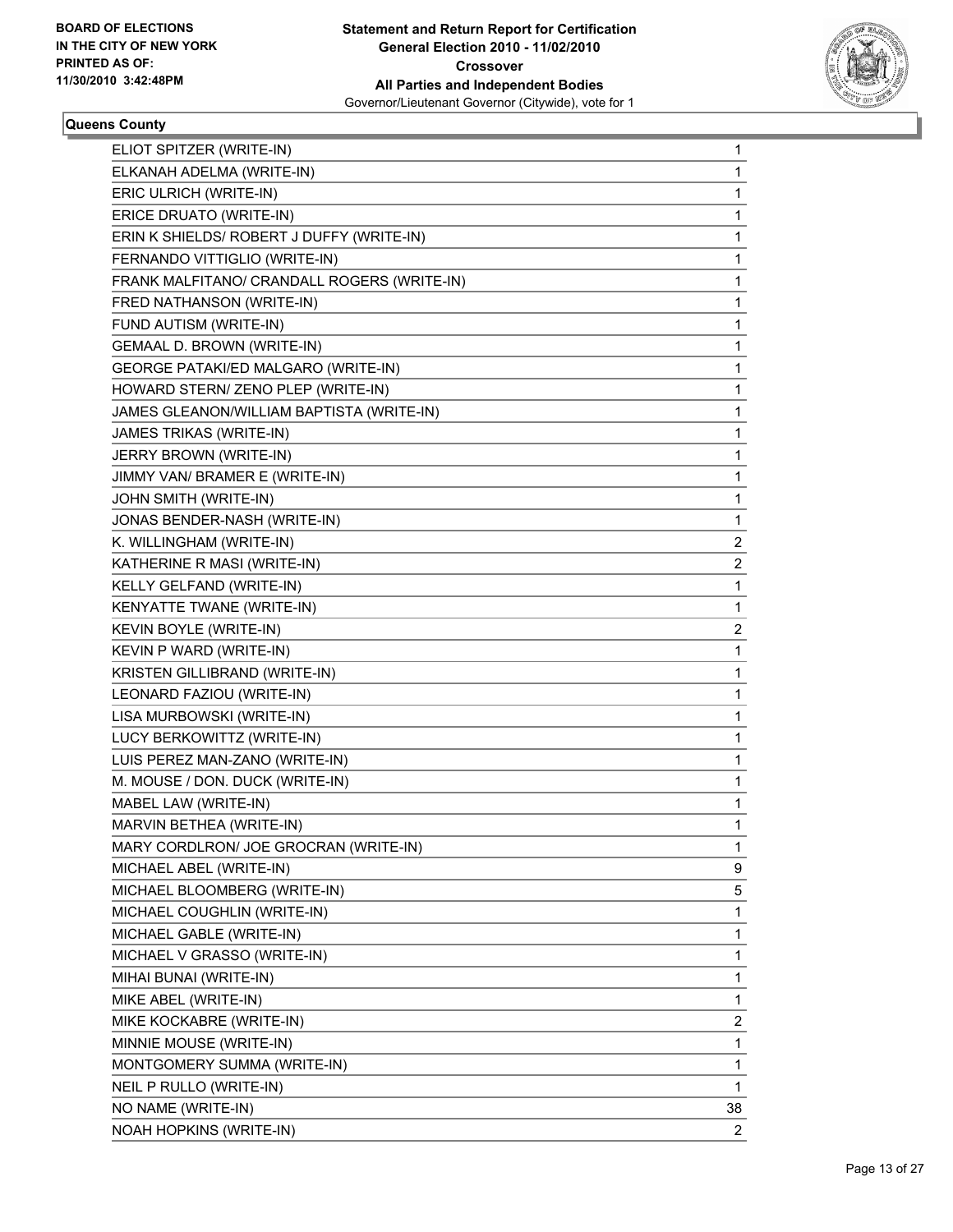**BOARD OF ELECTIONS IN THE CITY OF NEW YORK PRINTED AS OF: 11/30/2010 3:42:48PM**

**Statement and Return Report for Certification General Election 2010 - 11/02/2010 Crossover All Parties and Independent Bodies**
Governor/Lieutenant Governor (Citywide), vote for 1

**Queens County**

| | |
|---|---|
| ELIOT SPITZER (WRITE-IN) | 1 |
| ELKANAH ADELMA (WRITE-IN) | 1 |
| ERIC ULRICH (WRITE-IN) | 1 |
| ERICE DRUATO (WRITE-IN) | 1 |
| ERIN K SHIELDS/ ROBERT J DUFFY (WRITE-IN) | 1 |
| FERNANDO VITTIGLIO (WRITE-IN) | 1 |
| FRANK MALFITANO/ CRANDALL ROGERS (WRITE-IN) | 1 |
| FRED NATHANSON (WRITE-IN) | 1 |
| FUND AUTISM (WRITE-IN) | 1 |
| GEMAAL D. BROWN (WRITE-IN) | 1 |
| GEORGE PATAKI/ED MALGARO (WRITE-IN) | 1 |
| HOWARD STERN/ ZENO PLEP (WRITE-IN) | 1 |
| JAMES GLEANON/WILLIAM BAPTISTA (WRITE-IN) | 1 |
| JAMES TRIKAS (WRITE-IN) | 1 |
| JERRY BROWN (WRITE-IN) | 1 |
| JIMMY VAN/ BRAMER E (WRITE-IN) | 1 |
| JOHN SMITH (WRITE-IN) | 1 |
| JONAS BENDER-NASH (WRITE-IN) | 1 |
| K. WILLINGHAM (WRITE-IN) | 2 |
| KATHERINE R MASI (WRITE-IN) | 2 |
| KELLY GELFAND (WRITE-IN) | 1 |
| KENYATTE TWANE (WRITE-IN) | 1 |
| KEVIN BOYLE (WRITE-IN) | 2 |
| KEVIN P WARD (WRITE-IN) | 1 |
| KRISTEN GILLIBRAND (WRITE-IN) | 1 |
| LEONARD FAZIOU (WRITE-IN) | 1 |
| LISA MURBOWSKI (WRITE-IN) | 1 |
| LUCY BERKOWITTZ (WRITE-IN) | 1 |
| LUIS PEREZ MAN-ZANO (WRITE-IN) | 1 |
| M. MOUSE / DON. DUCK (WRITE-IN) | 1 |
| MABEL LAW (WRITE-IN) | 1 |
| MARVIN BETHEA (WRITE-IN) | 1 |
| MARY CORDLRON/ JOE GROCRAN (WRITE-IN) | 1 |
| MICHAEL ABEL (WRITE-IN) | 9 |
| MICHAEL BLOOMBERG (WRITE-IN) | 5 |
| MICHAEL COUGHLIN (WRITE-IN) | 1 |
| MICHAEL GABLE (WRITE-IN) | 1 |
| MICHAEL V GRASSO (WRITE-IN) | 1 |
| MIHAI BUNAI (WRITE-IN) | 1 |
| MIKE ABEL (WRITE-IN) | 1 |
| MIKE KOCKABRE (WRITE-IN) | 2 |
| MINNIE MOUSE (WRITE-IN) | 1 |
| MONTGOMERY SUMMA (WRITE-IN) | 1 |
| NEIL P RULLO (WRITE-IN) | 1 |
| NO NAME (WRITE-IN) | 38 |
| NOAH HOPKINS (WRITE-IN) | 2 |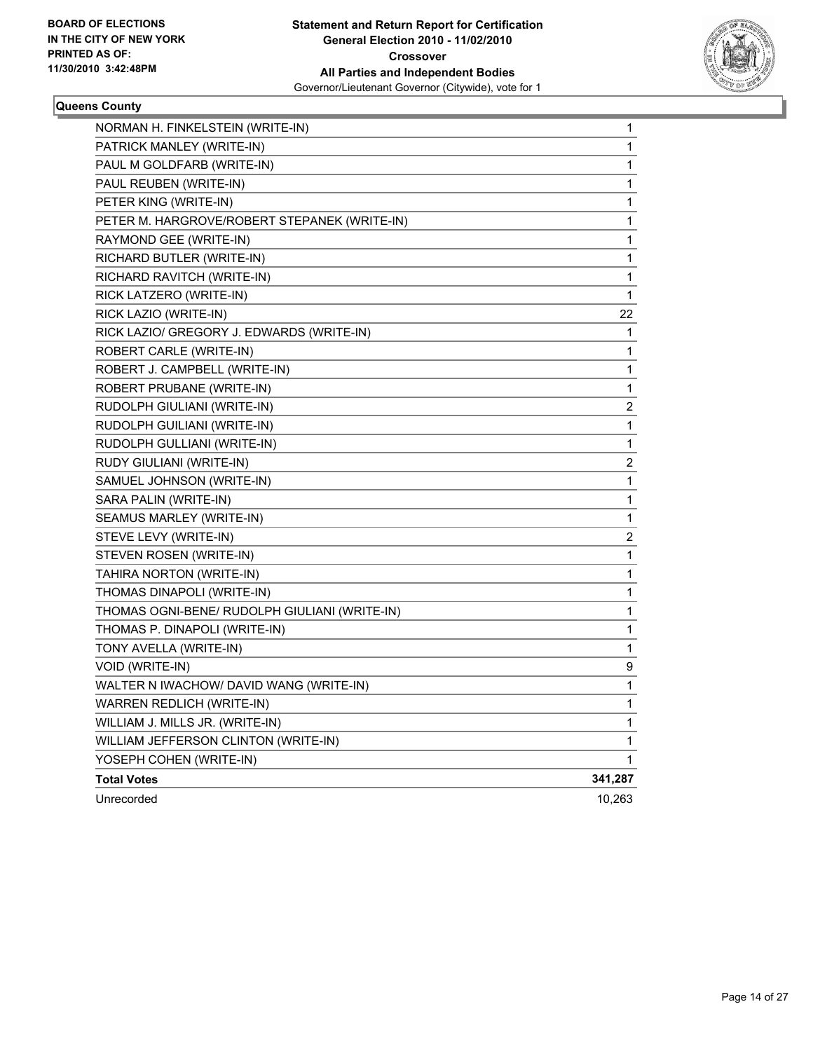BOARD OF ELECTIONS
IN THE CITY OF NEW YORK
PRINTED AS OF:
11/30/2010 3:42:48PM

**Statement and Return Report for Certification**
**General Election 2010 - 11/02/2010**
**Crossover**
**All Parties and Independent Bodies**
Governor/Lieutenant Governor (Citywide), vote for 1

## Queens County

| | |
|---|---|
| NORMAN H. FINKELSTEIN (WRITE-IN) | 1 |
| PATRICK MANLEY (WRITE-IN) | 1 |
| PAUL M GOLDFARB (WRITE-IN) | 1 |
| PAUL REUBEN (WRITE-IN) | 1 |
| PETER KING (WRITE-IN) | 1 |
| PETER M. HARGROVE/ROBERT STEPANEK (WRITE-IN) | 1 |
| RAYMOND GEE (WRITE-IN) | 1 |
| RICHARD BUTLER (WRITE-IN) | 1 |
| RICHARD RAVITCH (WRITE-IN) | 1 |
| RICK LATZERO (WRITE-IN) | 1 |
| RICK LAZIO (WRITE-IN) | 22 |
| RICK LAZIO/ GREGORY J. EDWARDS (WRITE-IN) | 1 |
| ROBERT CARLE (WRITE-IN) | 1 |
| ROBERT J. CAMPBELL (WRITE-IN) | 1 |
| ROBERT PRUBANE (WRITE-IN) | 1 |
| RUDOLPH GIULIANI (WRITE-IN) | 2 |
| RUDOLPH GUILIANI (WRITE-IN) | 1 |
| RUDOLPH GULLIANI (WRITE-IN) | 1 |
| RUDY GIULIANI (WRITE-IN) | 2 |
| SAMUEL JOHNSON (WRITE-IN) | 1 |
| SARA PALIN (WRITE-IN) | 1 |
| SEAMUS MARLEY (WRITE-IN) | 1 |
| STEVE LEVY (WRITE-IN) | 2 |
| STEVEN ROSEN (WRITE-IN) | 1 |
| TAHIRA NORTON (WRITE-IN) | 1 |
| THOMAS DINAPOLI (WRITE-IN) | 1 |
| THOMAS OGNI-BENE/ RUDOLPH GIULIANI (WRITE-IN) | 1 |
| THOMAS P. DINAPOLI (WRITE-IN) | 1 |
| TONY AVELLA (WRITE-IN) | 1 |
| VOID (WRITE-IN) | 9 |
| WALTER N IWACHOW/ DAVID WANG (WRITE-IN) | 1 |
| WARREN REDLICH (WRITE-IN) | 1 |
| WILLIAM J. MILLS JR. (WRITE-IN) | 1 |
| WILLIAM JEFFERSON CLINTON (WRITE-IN) | 1 |
| YOSEPH COHEN (WRITE-IN) | 1 |
| **Total Votes** | **341,287** |
| Unrecorded | 10,263 |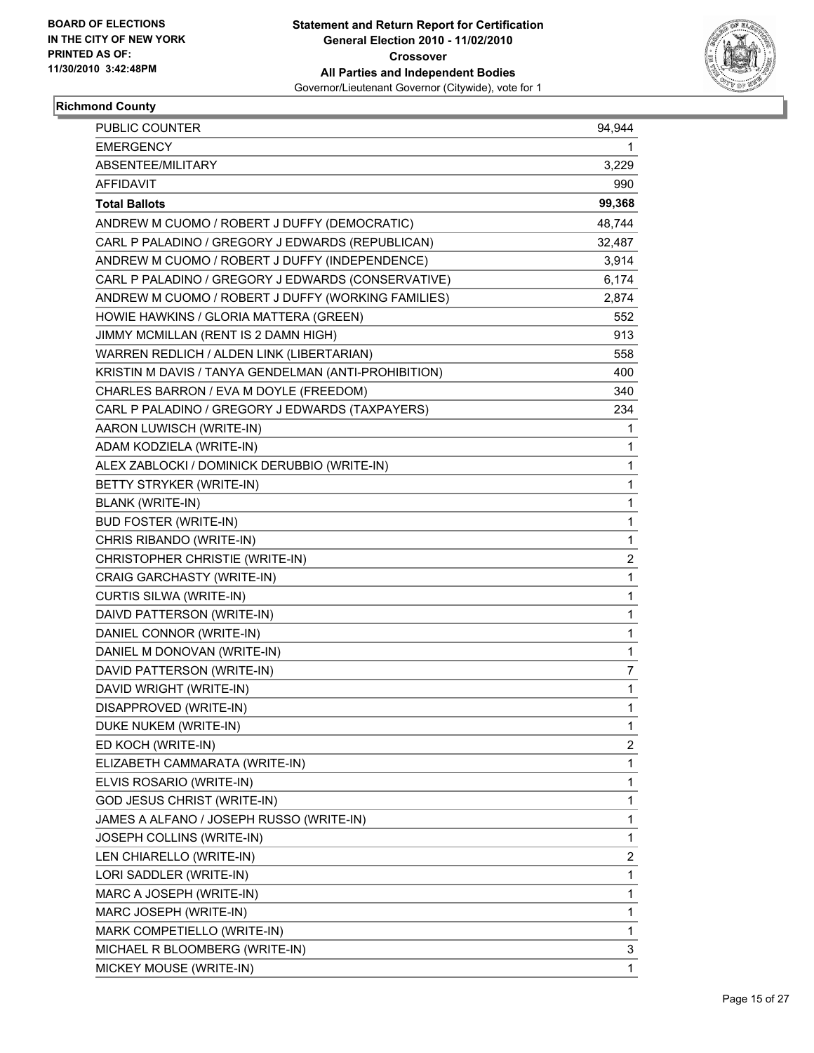**BOARD OF ELECTIONS IN THE CITY OF NEW YORK PRINTED AS OF: 11/30/2010 3:42:48PM**

**Statement and Return Report for Certification**
**General Election 2010 - 11/02/2010**
**Crossover**
**All Parties and Independent Bodies**
Governor/Lieutenant Governor (Citywide), vote for 1

## Richmond County

| | |
|---|---|
| PUBLIC COUNTER | 94,944 |
| EMERGENCY | 1 |
| ABSENTEE/MILITARY | 3,229 |
| AFFIDAVIT | 990 |
| **Total Ballots** | **99,368** |
| ANDREW M CUOMO / ROBERT J DUFFY (DEMOCRATIC) | 48,744 |
| CARL P PALADINO / GREGORY J EDWARDS (REPUBLICAN) | 32,487 |
| ANDREW M CUOMO / ROBERT J DUFFY (INDEPENDENCE) | 3,914 |
| CARL P PALADINO / GREGORY J EDWARDS (CONSERVATIVE) | 6,174 |
| ANDREW M CUOMO / ROBERT J DUFFY (WORKING FAMILIES) | 2,874 |
| HOWIE HAWKINS / GLORIA MATTERA (GREEN) | 552 |
| JIMMY MCMILLAN (RENT IS 2 DAMN HIGH) | 913 |
| WARREN REDLICH / ALDEN LINK (LIBERTARIAN) | 558 |
| KRISTIN M DAVIS / TANYA GENDELMAN (ANTI-PROHIBITION) | 400 |
| CHARLES BARRON / EVA M DOYLE (FREEDOM) | 340 |
| CARL P PALADINO / GREGORY J EDWARDS (TAXPAYERS) | 234 |
| AARON LUWISCH (WRITE-IN) | 1 |
| ADAM KODZIELA (WRITE-IN) | 1 |
| ALEX ZABLOCKI / DOMINICK DERUBBIO (WRITE-IN) | 1 |
| BETTY STRYKER (WRITE-IN) | 1 |
| BLANK (WRITE-IN) | 1 |
| BUD FOSTER (WRITE-IN) | 1 |
| CHRIS RIBANDO (WRITE-IN) | 1 |
| CHRISTOPHER CHRISTIE (WRITE-IN) | 2 |
| CRAIG GARCHASTY (WRITE-IN) | 1 |
| CURTIS SILWA (WRITE-IN) | 1 |
| DAIVD PATTERSON (WRITE-IN) | 1 |
| DANIEL CONNOR (WRITE-IN) | 1 |
| DANIEL M DONOVAN (WRITE-IN) | 1 |
| DAVID PATTERSON (WRITE-IN) | 7 |
| DAVID WRIGHT (WRITE-IN) | 1 |
| DISAPPROVED (WRITE-IN) | 1 |
| DUKE NUKEM (WRITE-IN) | 1 |
| ED KOCH (WRITE-IN) | 2 |
| ELIZABETH CAMMARATA (WRITE-IN) | 1 |
| ELVIS ROSARIO (WRITE-IN) | 1 |
| GOD JESUS CHRIST (WRITE-IN) | 1 |
| JAMES A ALFANO / JOSEPH RUSSO (WRITE-IN) | 1 |
| JOSEPH COLLINS (WRITE-IN) | 1 |
| LEN CHIARELLO (WRITE-IN) | 2 |
| LORI SADDLER (WRITE-IN) | 1 |
| MARC A JOSEPH (WRITE-IN) | 1 |
| MARC JOSEPH (WRITE-IN) | 1 |
| MARK COMPETIELLO (WRITE-IN) | 1 |
| MICHAEL R BLOOMBERG (WRITE-IN) | 3 |
| MICKEY MOUSE (WRITE-IN) | 1 |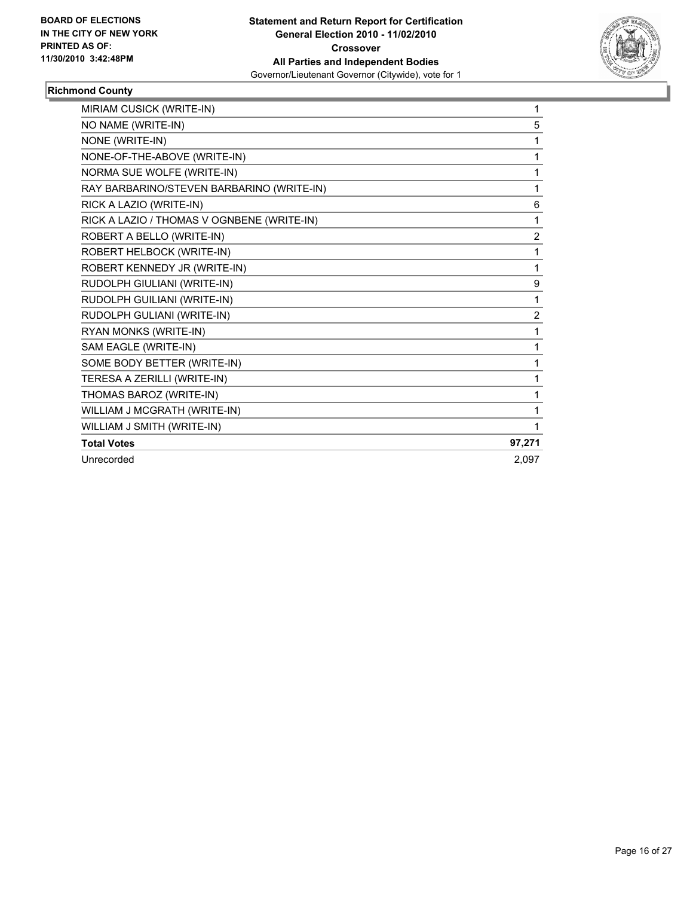**BOARD OF ELECTIONS**
**IN THE CITY OF NEW YORK**
**PRINTED AS OF:**
**11/30/2010 3:42:48PM**

**Statement and Return Report for Certification**
**General Election 2010 - 11/02/2010**
**Crossover**
**All Parties and Independent Bodies**
Governor/Lieutenant Governor (Citywide), vote for 1

**Richmond County**

| | |
|---|---|
| MIRIAM CUSICK (WRITE-IN) | 1 |
| NO NAME (WRITE-IN) | 5 |
| NONE (WRITE-IN) | 1 |
| NONE-OF-THE-ABOVE (WRITE-IN) | 1 |
| NORMA SUE WOLFE (WRITE-IN) | 1 |
| RAY BARBARINO/STEVEN BARBARINO (WRITE-IN) | 1 |
| RICK A LAZIO (WRITE-IN) | 6 |
| RICK A LAZIO / THOMAS V OGNBENE (WRITE-IN) | 1 |
| ROBERT A BELLO (WRITE-IN) | 2 |
| ROBERT HELBOCK (WRITE-IN) | 1 |
| ROBERT KENNEDY JR (WRITE-IN) | 1 |
| RUDOLPH GIULIANI (WRITE-IN) | 9 |
| RUDOLPH GUILIANI (WRITE-IN) | 1 |
| RUDOLPH GULIANI (WRITE-IN) | 2 |
| RYAN MONKS (WRITE-IN) | 1 |
| SAM EAGLE (WRITE-IN) | 1 |
| SOME BODY BETTER (WRITE-IN) | 1 |
| TERESA A ZERILLI (WRITE-IN) | 1 |
| THOMAS BAROZ (WRITE-IN) | 1 |
| WILLIAM J MCGRATH (WRITE-IN) | 1 |
| WILLIAM J SMITH (WRITE-IN) | 1 |
| **Total Votes** | **97,271** |
| Unrecorded | 2,097 |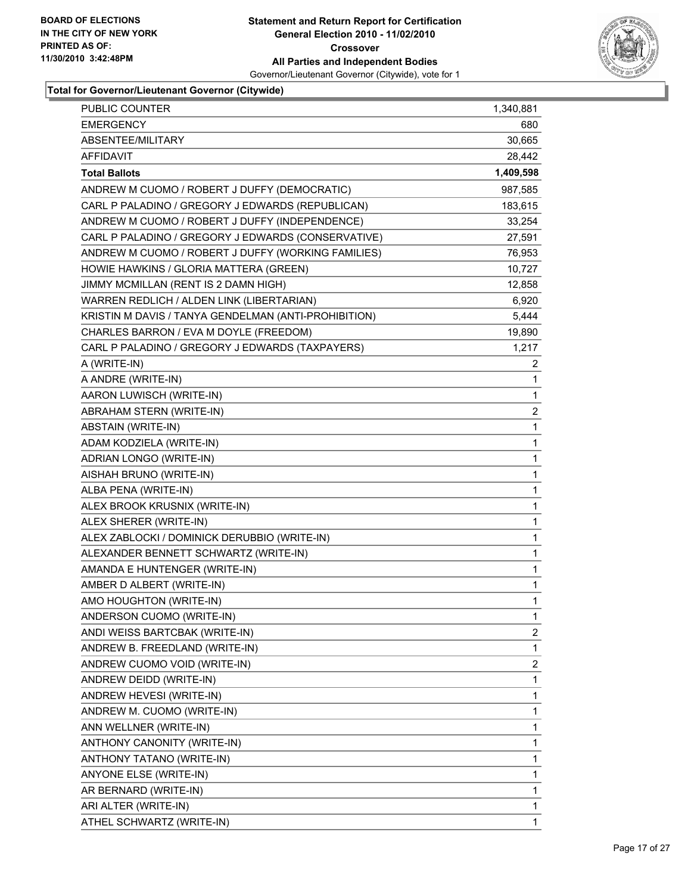**Statement and Return Report for Certification**
**General Election 2010 - 11/02/2010**
**Crossover**
**All Parties and Independent Bodies**
Governor/Lieutenant Governor (Citywide), vote for 1

BOARD OF ELECTIONS
IN THE CITY OF NEW YORK
PRINTED AS OF:
11/30/2010 3:42:48PM

### Total for Governor/Lieutenant Governor (Citywide)

| | |
|---|---:|
| PUBLIC COUNTER | 1,340,881 |
| EMERGENCY | 680 |
| ABSENTEE/MILITARY | 30,665 |
| AFFIDAVIT | 28,442 |
| **Total Ballots** | **1,409,598** |
| ANDREW M CUOMO / ROBERT J DUFFY (DEMOCRATIC) | 987,585 |
| CARL P PALADINO / GREGORY J EDWARDS (REPUBLICAN) | 183,615 |
| ANDREW M CUOMO / ROBERT J DUFFY (INDEPENDENCE) | 33,254 |
| CARL P PALADINO / GREGORY J EDWARDS (CONSERVATIVE) | 27,591 |
| ANDREW M CUOMO / ROBERT J DUFFY (WORKING FAMILIES) | 76,953 |
| HOWIE HAWKINS / GLORIA MATTERA (GREEN) | 10,727 |
| JIMMY MCMILLAN (RENT IS 2 DAMN HIGH) | 12,858 |
| WARREN REDLICH / ALDEN LINK (LIBERTARIAN) | 6,920 |
| KRISTIN M DAVIS / TANYA GENDELMAN (ANTI-PROHIBITION) | 5,444 |
| CHARLES BARRON / EVA M DOYLE (FREEDOM) | 19,890 |
| CARL P PALADINO / GREGORY J EDWARDS (TAXPAYERS) | 1,217 |
| A (WRITE-IN) | 2 |
| A ANDRE (WRITE-IN) | 1 |
| AARON LUWISCH (WRITE-IN) | 1 |
| ABRAHAM STERN (WRITE-IN) | 2 |
| ABSTAIN (WRITE-IN) | 1 |
| ADAM KODZIELA (WRITE-IN) | 1 |
| ADRIAN LONGO (WRITE-IN) | 1 |
| AISHAH BRUNO (WRITE-IN) | 1 |
| ALBA PENA (WRITE-IN) | 1 |
| ALEX BROOK KRUSNIX (WRITE-IN) | 1 |
| ALEX SHERER (WRITE-IN) | 1 |
| ALEX ZABLOCKI / DOMINICK DERUBBIO (WRITE-IN) | 1 |
| ALEXANDER BENNETT SCHWARTZ (WRITE-IN) | 1 |
| AMANDA E HUNTENGER (WRITE-IN) | 1 |
| AMBER D ALBERT (WRITE-IN) | 1 |
| AMO HOUGHTON (WRITE-IN) | 1 |
| ANDERSON CUOMO (WRITE-IN) | 1 |
| ANDI WEISS BARTCBAK (WRITE-IN) | 2 |
| ANDREW B. FREEDLAND (WRITE-IN) | 1 |
| ANDREW CUOMO VOID (WRITE-IN) | 2 |
| ANDREW DEIDD (WRITE-IN) | 1 |
| ANDREW HEVESI (WRITE-IN) | 1 |
| ANDREW M. CUOMO (WRITE-IN) | 1 |
| ANN WELLNER (WRITE-IN) | 1 |
| ANTHONY CANONITY (WRITE-IN) | 1 |
| ANTHONY TATANO (WRITE-IN) | 1 |
| ANYONE ELSE (WRITE-IN) | 1 |
| AR BERNARD (WRITE-IN) | 1 |
| ARI ALTER (WRITE-IN) | 1 |
| ATHEL SCHWARTZ (WRITE-IN) | 1 |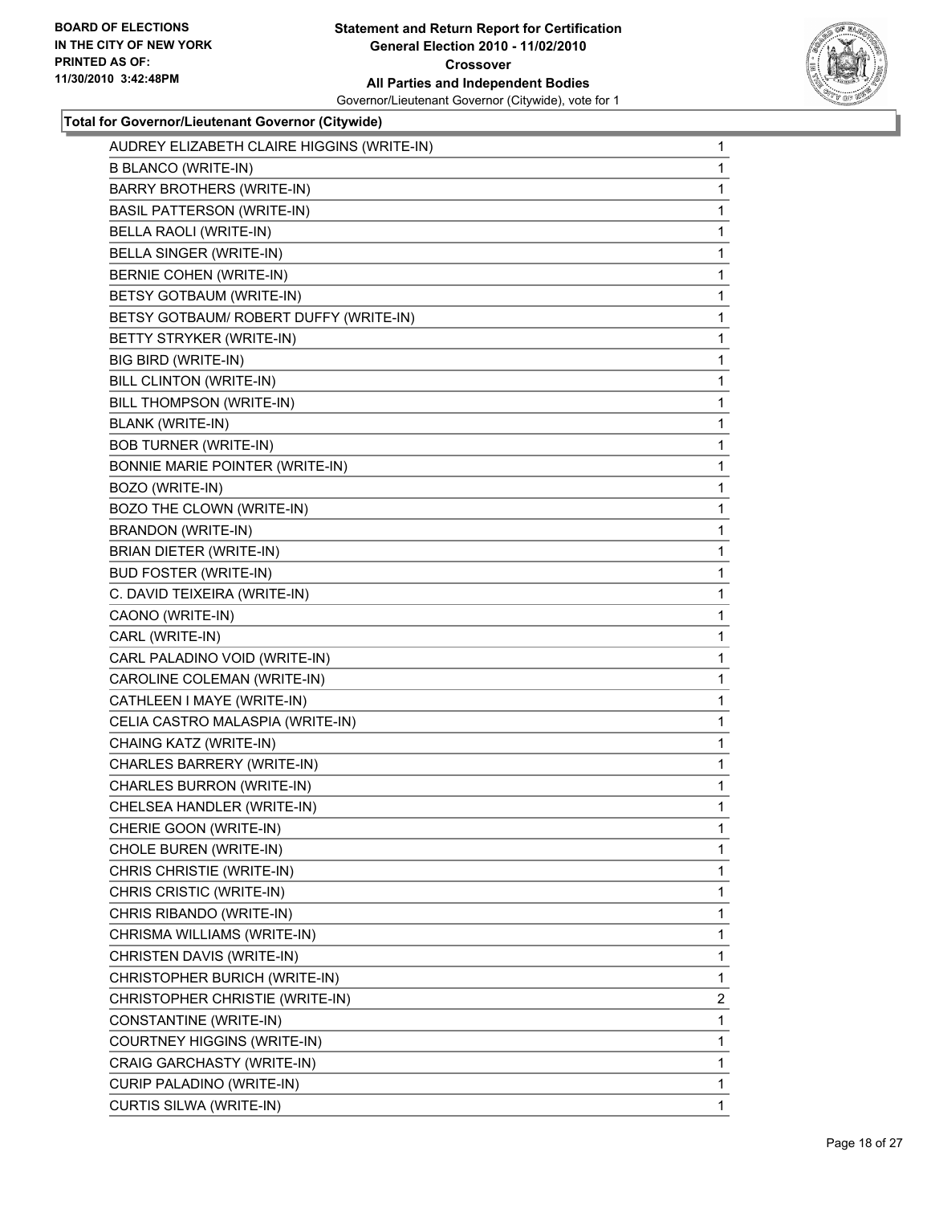**BOARD OF ELECTIONS IN THE CITY OF NEW YORK PRINTED AS OF: 11/30/2010 3:42:48PM**

**Statement and Return Report for Certification General Election 2010 - 11/02/2010 Crossover All Parties and Independent Bodies**

Governor/Lieutenant Governor (Citywide), vote for 1

### Total for Governor/Lieutenant Governor (Citywide)

| | |
|---|---|
| AUDREY ELIZABETH CLAIRE HIGGINS (WRITE-IN) | 1 |
| B BLANCO (WRITE-IN) | 1 |
| BARRY BROTHERS (WRITE-IN) | 1 |
| BASIL PATTERSON (WRITE-IN) | 1 |
| BELLA RAOLI (WRITE-IN) | 1 |
| BELLA SINGER (WRITE-IN) | 1 |
| BERNIE COHEN (WRITE-IN) | 1 |
| BETSY GOTBAUM (WRITE-IN) | 1 |
| BETSY GOTBAUM/ ROBERT DUFFY (WRITE-IN) | 1 |
| BETTY STRYKER (WRITE-IN) | 1 |
| BIG BIRD (WRITE-IN) | 1 |
| BILL CLINTON (WRITE-IN) | 1 |
| BILL THOMPSON (WRITE-IN) | 1 |
| BLANK (WRITE-IN) | 1 |
| BOB TURNER (WRITE-IN) | 1 |
| BONNIE MARIE POINTER (WRITE-IN) | 1 |
| BOZO (WRITE-IN) | 1 |
| BOZO THE CLOWN (WRITE-IN) | 1 |
| BRANDON (WRITE-IN) | 1 |
| BRIAN DIETER (WRITE-IN) | 1 |
| BUD FOSTER (WRITE-IN) | 1 |
| C. DAVID TEIXEIRA (WRITE-IN) | 1 |
| CAONO (WRITE-IN) | 1 |
| CARL (WRITE-IN) | 1 |
| CARL PALADINO VOID (WRITE-IN) | 1 |
| CAROLINE COLEMAN (WRITE-IN) | 1 |
| CATHLEEN I MAYE (WRITE-IN) | 1 |
| CELIA CASTRO MALASPIA (WRITE-IN) | 1 |
| CHAING KATZ (WRITE-IN) | 1 |
| CHARLES BARRERY (WRITE-IN) | 1 |
| CHARLES BURRON (WRITE-IN) | 1 |
| CHELSEA HANDLER (WRITE-IN) | 1 |
| CHERIE GOON (WRITE-IN) | 1 |
| CHOLE BUREN (WRITE-IN) | 1 |
| CHRIS CHRISTIE (WRITE-IN) | 1 |
| CHRIS CRISTIC (WRITE-IN) | 1 |
| CHRIS RIBANDO (WRITE-IN) | 1 |
| CHRISMA WILLIAMS (WRITE-IN) | 1 |
| CHRISTEN DAVIS (WRITE-IN) | 1 |
| CHRISTOPHER BURICH (WRITE-IN) | 1 |
| CHRISTOPHER CHRISTIE (WRITE-IN) | 2 |
| CONSTANTINE (WRITE-IN) | 1 |
| COURTNEY HIGGINS (WRITE-IN) | 1 |
| CRAIG GARCHASTY (WRITE-IN) | 1 |
| CURIP PALADINO (WRITE-IN) | 1 |
| CURTIS SILWA (WRITE-IN) | 1 |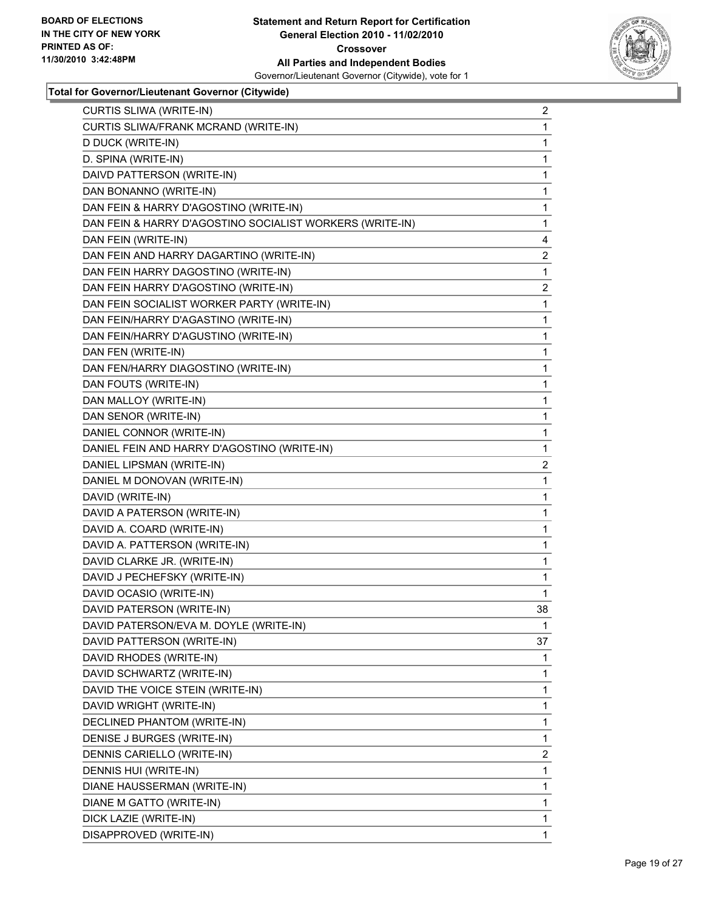**Statement and Return Report for Certification**
**General Election 2010 - 11/02/2010**
**Crossover**
**All Parties and Independent Bodies**
Governor/Lieutenant Governor (Citywide), vote for 1

BOARD OF ELECTIONS IN THE CITY OF NEW YORK PRINTED AS OF: 11/30/2010 3:42:48PM

**Total for Governor/Lieutenant Governor (Citywide)**

| | |
|---|---|
| CURTIS SLIWA (WRITE-IN) | 2 |
| CURTIS SLIWA/FRANK MCRAND (WRITE-IN) | 1 |
| D DUCK (WRITE-IN) | 1 |
| D. SPINA (WRITE-IN) | 1 |
| DAIVD PATTERSON (WRITE-IN) | 1 |
| DAN BONANNO (WRITE-IN) | 1 |
| DAN FEIN & HARRY D'AGOSTINO (WRITE-IN) | 1 |
| DAN FEIN & HARRY D'AGOSTINO SOCIALIST WORKERS (WRITE-IN) | 1 |
| DAN FEIN (WRITE-IN) | 4 |
| DAN FEIN AND HARRY DAGARTINO (WRITE-IN) | 2 |
| DAN FEIN HARRY DAGOSTINO (WRITE-IN) | 1 |
| DAN FEIN HARRY D'AGOSTINO (WRITE-IN) | 2 |
| DAN FEIN SOCIALIST WORKER PARTY (WRITE-IN) | 1 |
| DAN FEIN/HARRY D'AGASTINO (WRITE-IN) | 1 |
| DAN FEIN/HARRY D'AGUSTINO (WRITE-IN) | 1 |
| DAN FEN (WRITE-IN) | 1 |
| DAN FEN/HARRY DIAGOSTINO (WRITE-IN) | 1 |
| DAN FOUTS (WRITE-IN) | 1 |
| DAN MALLOY (WRITE-IN) | 1 |
| DAN SENOR (WRITE-IN) | 1 |
| DANIEL CONNOR (WRITE-IN) | 1 |
| DANIEL FEIN AND HARRY D'AGOSTINO (WRITE-IN) | 1 |
| DANIEL LIPSMAN (WRITE-IN) | 2 |
| DANIEL M DONOVAN (WRITE-IN) | 1 |
| DAVID (WRITE-IN) | 1 |
| DAVID A PATERSON (WRITE-IN) | 1 |
| DAVID A. COARD (WRITE-IN) | 1 |
| DAVID A. PATTERSON (WRITE-IN) | 1 |
| DAVID CLARKE JR. (WRITE-IN) | 1 |
| DAVID J PECHEFSKY (WRITE-IN) | 1 |
| DAVID OCASIO (WRITE-IN) | 1 |
| DAVID PATERSON (WRITE-IN) | 38 |
| DAVID PATERSON/EVA M. DOYLE (WRITE-IN) | 1 |
| DAVID PATTERSON (WRITE-IN) | 37 |
| DAVID RHODES (WRITE-IN) | 1 |
| DAVID SCHWARTZ (WRITE-IN) | 1 |
| DAVID THE VOICE STEIN (WRITE-IN) | 1 |
| DAVID WRIGHT (WRITE-IN) | 1 |
| DECLINED PHANTOM (WRITE-IN) | 1 |
| DENISE J BURGES (WRITE-IN) | 1 |
| DENNIS CARIELLO (WRITE-IN) | 2 |
| DENNIS HUI (WRITE-IN) | 1 |
| DIANE HAUSSERMAN (WRITE-IN) | 1 |
| DIANE M GATTO (WRITE-IN) | 1 |
| DICK LAZIE (WRITE-IN) | 1 |
| DISAPPROVED (WRITE-IN) | 1 |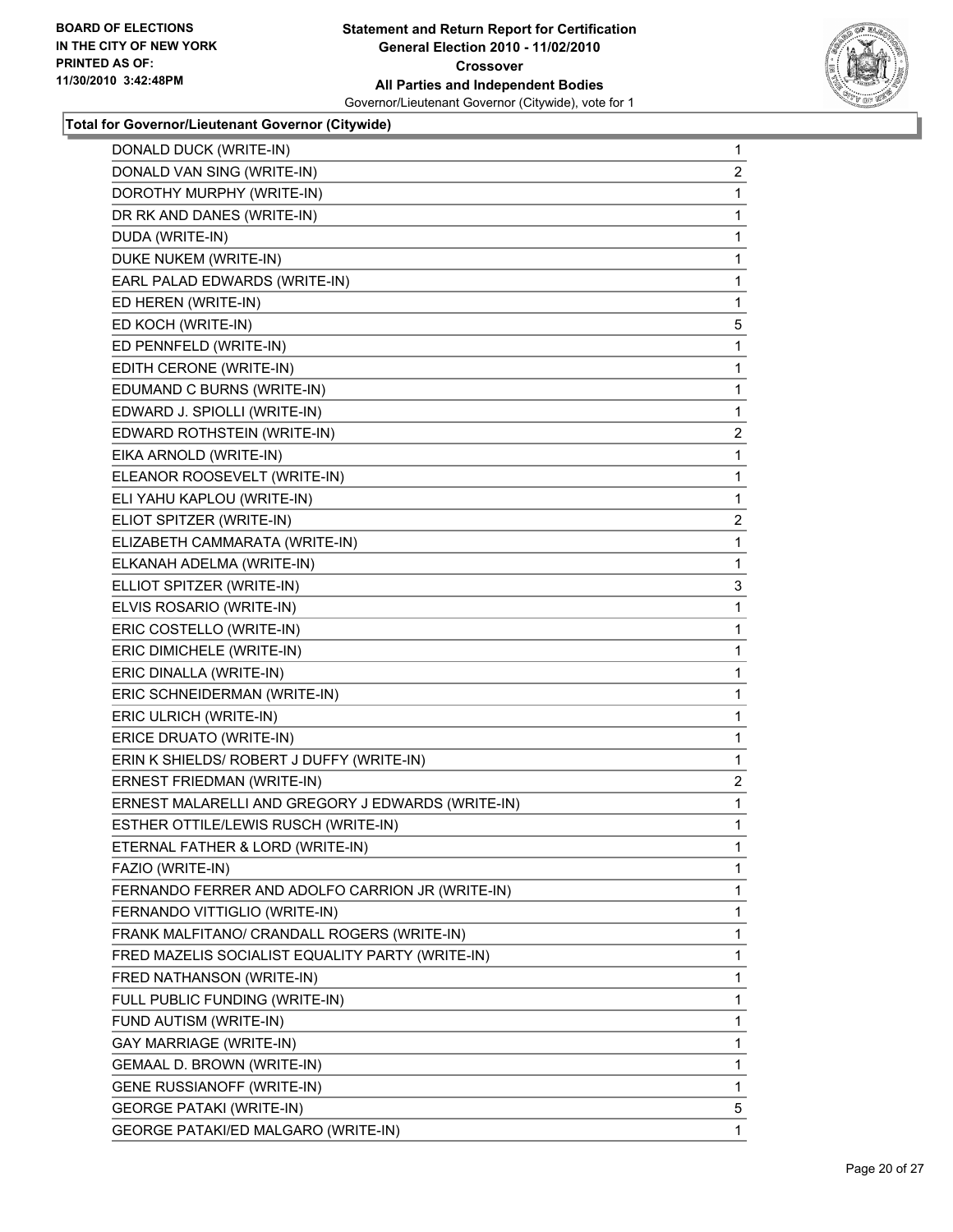**BOARD OF ELECTIONS IN THE CITY OF NEW YORK PRINTED AS OF: 11/30/2010 3:42:48PM**

**Statement and Return Report for Certification General Election 2010 - 11/02/2010 Crossover All Parties and Independent Bodies**

Governor/Lieutenant Governor (Citywide), vote for 1

**Total for Governor/Lieutenant Governor (Citywide)**

| | |
|---|---|
| DONALD DUCK (WRITE-IN) | 1 |
| DONALD VAN SING (WRITE-IN) | 2 |
| DOROTHY MURPHY (WRITE-IN) | 1 |
| DR RK AND DANES (WRITE-IN) | 1 |
| DUDA (WRITE-IN) | 1 |
| DUKE NUKEM (WRITE-IN) | 1 |
| EARL PALAD EDWARDS (WRITE-IN) | 1 |
| ED HEREN (WRITE-IN) | 1 |
| ED KOCH (WRITE-IN) | 5 |
| ED PENNFELD (WRITE-IN) | 1 |
| EDITH CERONE (WRITE-IN) | 1 |
| EDUMAND C BURNS (WRITE-IN) | 1 |
| EDWARD J. SPIOLLI (WRITE-IN) | 1 |
| EDWARD ROTHSTEIN (WRITE-IN) | 2 |
| EIKA ARNOLD (WRITE-IN) | 1 |
| ELEANOR ROOSEVELT (WRITE-IN) | 1 |
| ELI YAHU KAPLOU (WRITE-IN) | 1 |
| ELIOT SPITZER (WRITE-IN) | 2 |
| ELIZABETH CAMMARATA (WRITE-IN) | 1 |
| ELKANAH ADELMA (WRITE-IN) | 1 |
| ELLIOT SPITZER (WRITE-IN) | 3 |
| ELVIS ROSARIO (WRITE-IN) | 1 |
| ERIC COSTELLO (WRITE-IN) | 1 |
| ERIC DIMICHELE (WRITE-IN) | 1 |
| ERIC DINALLA (WRITE-IN) | 1 |
| ERIC SCHNEIDERMAN (WRITE-IN) | 1 |
| ERIC ULRICH (WRITE-IN) | 1 |
| ERICE DRUATO (WRITE-IN) | 1 |
| ERIN K SHIELDS/ ROBERT J DUFFY (WRITE-IN) | 1 |
| ERNEST FRIEDMAN (WRITE-IN) | 2 |
| ERNEST MALARELLI AND GREGORY J EDWARDS (WRITE-IN) | 1 |
| ESTHER OTTILE/LEWIS RUSCH (WRITE-IN) | 1 |
| ETERNAL FATHER & LORD (WRITE-IN) | 1 |
| FAZIO (WRITE-IN) | 1 |
| FERNANDO FERRER AND ADOLFO CARRION JR (WRITE-IN) | 1 |
| FERNANDO VITTIGLIO (WRITE-IN) | 1 |
| FRANK MALFITANO/ CRANDALL ROGERS (WRITE-IN) | 1 |
| FRED MAZELIS SOCIALIST EQUALITY PARTY (WRITE-IN) | 1 |
| FRED NATHANSON (WRITE-IN) | 1 |
| FULL PUBLIC FUNDING (WRITE-IN) | 1 |
| FUND AUTISM (WRITE-IN) | 1 |
| GAY MARRIAGE (WRITE-IN) | 1 |
| GEMAAL D. BROWN (WRITE-IN) | 1 |
| GENE RUSSIANOFF (WRITE-IN) | 1 |
| GEORGE PATAKI (WRITE-IN) | 5 |
| GEORGE PATAKI/ED MALGARO (WRITE-IN) | 1 |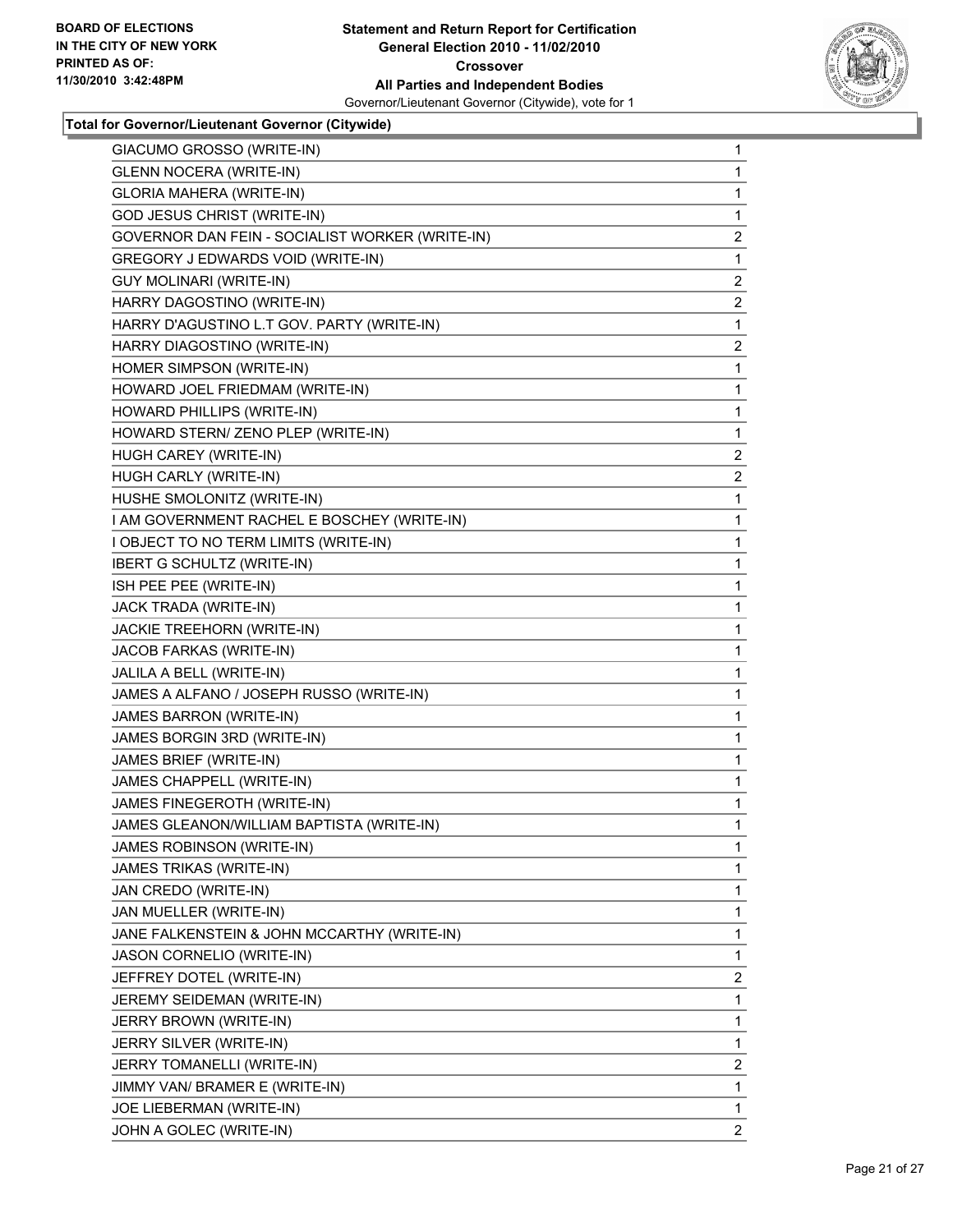BOARD OF ELECTIONS
IN THE CITY OF NEW YORK
PRINTED AS OF:
11/30/2010 3:42:48PM

**Statement and Return Report for Certification**
**General Election 2010 - 11/02/2010**
**Crossover**
**All Parties and Independent Bodies**
Governor/Lieutenant Governor (Citywide), vote for 1

**Total for Governor/Lieutenant Governor (Citywide)**

| | |
|---|---|
| GIACUMO GROSSO (WRITE-IN) | 1 |
| GLENN NOCERA (WRITE-IN) | 1 |
| GLORIA MAHERA (WRITE-IN) | 1 |
| GOD JESUS CHRIST (WRITE-IN) | 1 |
| GOVERNOR DAN FEIN - SOCIALIST WORKER (WRITE-IN) | 2 |
| GREGORY J EDWARDS VOID (WRITE-IN) | 1 |
| GUY MOLINARI (WRITE-IN) | 2 |
| HARRY DAGOSTINO (WRITE-IN) | 2 |
| HARRY D'AGUSTINO L.T GOV. PARTY (WRITE-IN) | 1 |
| HARRY DIAGOSTINO (WRITE-IN) | 2 |
| HOMER SIMPSON (WRITE-IN) | 1 |
| HOWARD JOEL FRIEDMAM (WRITE-IN) | 1 |
| HOWARD PHILLIPS (WRITE-IN) | 1 |
| HOWARD STERN/ ZENO PLEP (WRITE-IN) | 1 |
| HUGH CAREY (WRITE-IN) | 2 |
| HUGH CARLY (WRITE-IN) | 2 |
| HUSHE SMOLONITZ (WRITE-IN) | 1 |
| I AM GOVERNMENT RACHEL E BOSCHEY (WRITE-IN) | 1 |
| I OBJECT TO NO TERM LIMITS (WRITE-IN) | 1 |
| IBERT G SCHULTZ (WRITE-IN) | 1 |
| ISH PEE PEE (WRITE-IN) | 1 |
| JACK TRADA (WRITE-IN) | 1 |
| JACKIE TREEHORN (WRITE-IN) | 1 |
| JACOB FARKAS (WRITE-IN) | 1 |
| JALILA A BELL (WRITE-IN) | 1 |
| JAMES A ALFANO / JOSEPH RUSSO (WRITE-IN) | 1 |
| JAMES BARRON (WRITE-IN) | 1 |
| JAMES BORGIN 3RD (WRITE-IN) | 1 |
| JAMES BRIEF (WRITE-IN) | 1 |
| JAMES CHAPPELL (WRITE-IN) | 1 |
| JAMES FINEGEROTH (WRITE-IN) | 1 |
| JAMES GLEANON/WILLIAM BAPTISTA (WRITE-IN) | 1 |
| JAMES ROBINSON (WRITE-IN) | 1 |
| JAMES TRIKAS (WRITE-IN) | 1 |
| JAN CREDO (WRITE-IN) | 1 |
| JAN MUELLER (WRITE-IN) | 1 |
| JANE FALKENSTEIN & JOHN MCCARTHY (WRITE-IN) | 1 |
| JASON CORNELIO (WRITE-IN) | 1 |
| JEFFREY DOTEL (WRITE-IN) | 2 |
| JEREMY SEIDEMAN (WRITE-IN) | 1 |
| JERRY BROWN (WRITE-IN) | 1 |
| JERRY SILVER (WRITE-IN) | 1 |
| JERRY TOMANELLI (WRITE-IN) | 2 |
| JIMMY VAN/ BRAMER E (WRITE-IN) | 1 |
| JOE LIEBERMAN (WRITE-IN) | 1 |
| JOHN A GOLEC (WRITE-IN) | 2 |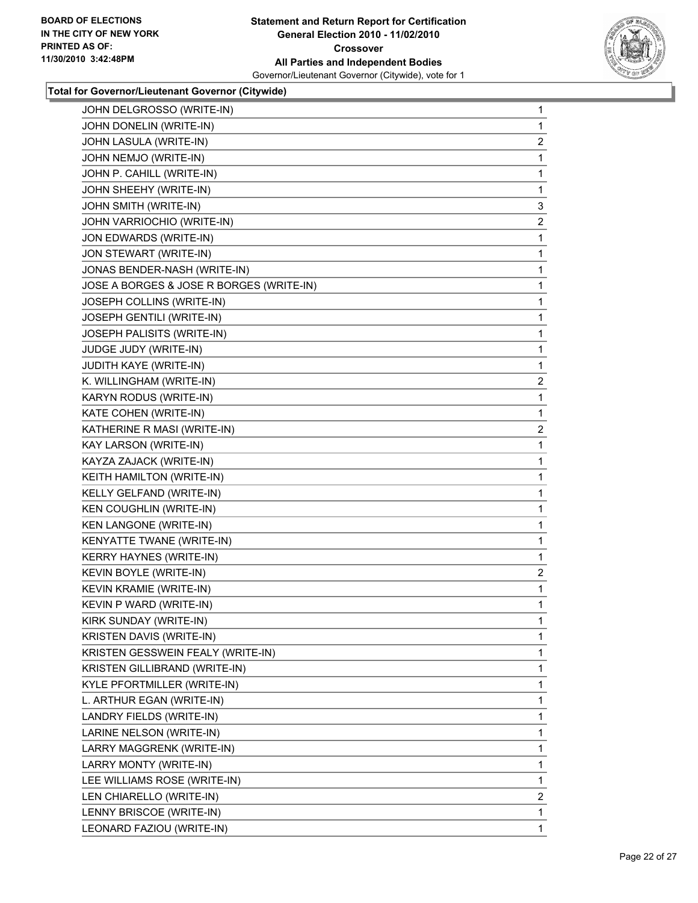**Statement and Return Report for Certification**
**General Election 2010 - 11/02/2010**
**Crossover**
**All Parties and Independent Bodies**
Governor/Lieutenant Governor (Citywide), vote for 1

BOARD OF ELECTIONS IN THE CITY OF NEW YORK
PRINTED AS OF: 11/30/2010 3:42:48PM

### Total for Governor/Lieutenant Governor (Citywide)

| Candidate | Votes |
|---|---|
| JOHN DELGROSSO (WRITE-IN) | 1 |
| JOHN DONELIN (WRITE-IN) | 1 |
| JOHN LASULA (WRITE-IN) | 2 |
| JOHN NEMJO (WRITE-IN) | 1 |
| JOHN P. CAHILL (WRITE-IN) | 1 |
| JOHN SHEEHY (WRITE-IN) | 1 |
| JOHN SMITH (WRITE-IN) | 3 |
| JOHN VARRIOCHIO (WRITE-IN) | 2 |
| JON EDWARDS (WRITE-IN) | 1 |
| JON STEWART (WRITE-IN) | 1 |
| JONAS BENDER-NASH (WRITE-IN) | 1 |
| JOSE A BORGES & JOSE R BORGES (WRITE-IN) | 1 |
| JOSEPH COLLINS (WRITE-IN) | 1 |
| JOSEPH GENTILI (WRITE-IN) | 1 |
| JOSEPH PALISITS (WRITE-IN) | 1 |
| JUDGE JUDY (WRITE-IN) | 1 |
| JUDITH KAYE (WRITE-IN) | 1 |
| K. WILLINGHAM (WRITE-IN) | 2 |
| KARYN RODUS (WRITE-IN) | 1 |
| KATE COHEN (WRITE-IN) | 1 |
| KATHERINE R MASI (WRITE-IN) | 2 |
| KAY LARSON (WRITE-IN) | 1 |
| KAYZA ZAJACK (WRITE-IN) | 1 |
| KEITH HAMILTON (WRITE-IN) | 1 |
| KELLY GELFAND (WRITE-IN) | 1 |
| KEN COUGHLIN (WRITE-IN) | 1 |
| KEN LANGONE (WRITE-IN) | 1 |
| KENYATTE TWANE (WRITE-IN) | 1 |
| KERRY HAYNES (WRITE-IN) | 1 |
| KEVIN BOYLE (WRITE-IN) | 2 |
| KEVIN KRAMIE (WRITE-IN) | 1 |
| KEVIN P WARD (WRITE-IN) | 1 |
| KIRK SUNDAY (WRITE-IN) | 1 |
| KRISTEN DAVIS (WRITE-IN) | 1 |
| KRISTEN GESSWEIN FEALY (WRITE-IN) | 1 |
| KRISTEN GILLIBRAND (WRITE-IN) | 1 |
| KYLE PFORTMILLER (WRITE-IN) | 1 |
| L. ARTHUR EGAN (WRITE-IN) | 1 |
| LANDRY FIELDS (WRITE-IN) | 1 |
| LARINE NELSON (WRITE-IN) | 1 |
| LARRY MAGGRENK (WRITE-IN) | 1 |
| LARRY MONTY (WRITE-IN) | 1 |
| LEE WILLIAMS ROSE (WRITE-IN) | 1 |
| LEN CHIARELLO (WRITE-IN) | 2 |
| LENNY BRISCOE (WRITE-IN) | 1 |
| LEONARD FAZIOU (WRITE-IN) | 1 |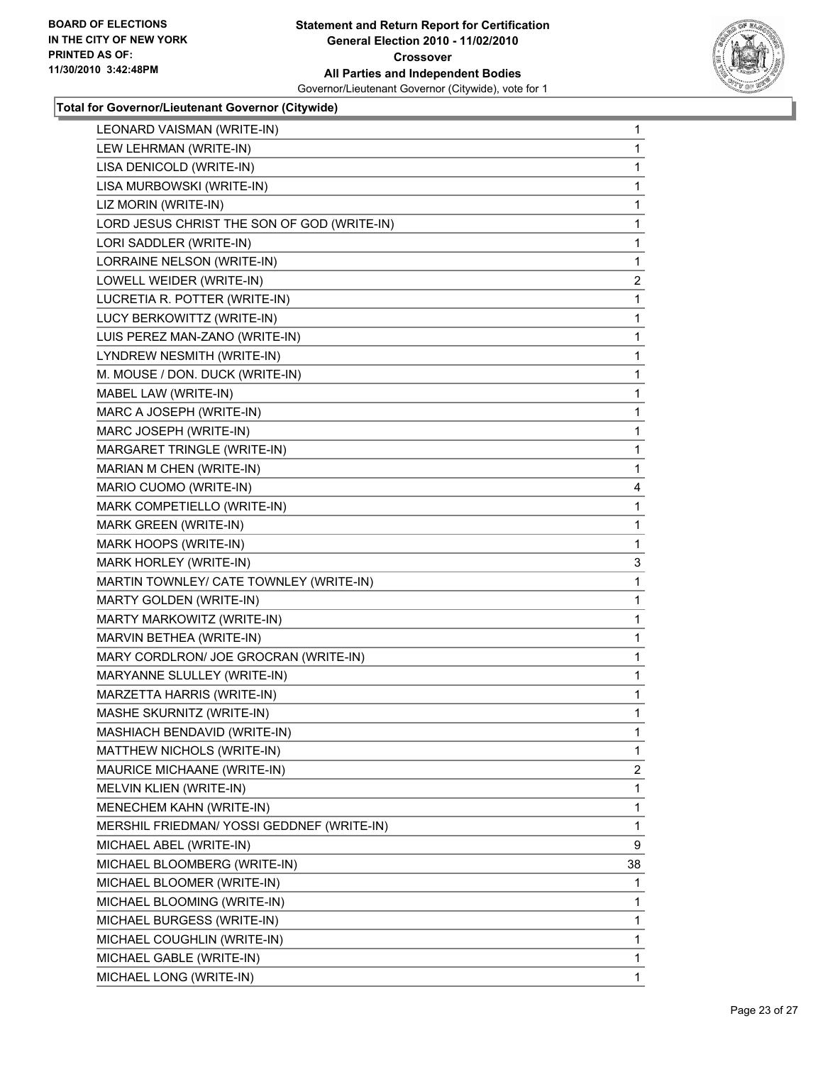**BOARD OF ELECTIONS IN THE CITY OF NEW YORK PRINTED AS OF: 11/30/2010 3:42:48PM**

**Statement and Return Report for Certification General Election 2010 - 11/02/2010 Crossover All Parties and Independent Bodies**

Governor/Lieutenant Governor (Citywide), vote for 1

### Total for Governor/Lieutenant Governor (Citywide)

| Candidate | Votes |
|---|---|
| LEONARD VAISMAN (WRITE-IN) | 1 |
| LEW LEHRMAN (WRITE-IN) | 1 |
| LISA DENICOLD (WRITE-IN) | 1 |
| LISA MURBOWSKI (WRITE-IN) | 1 |
| LIZ MORIN (WRITE-IN) | 1 |
| LORD JESUS CHRIST THE SON OF GOD (WRITE-IN) | 1 |
| LORI SADDLER (WRITE-IN) | 1 |
| LORRAINE NELSON (WRITE-IN) | 1 |
| LOWELL WEIDER (WRITE-IN) | 2 |
| LUCRETIA R. POTTER (WRITE-IN) | 1 |
| LUCY BERKOWITTZ (WRITE-IN) | 1 |
| LUIS PEREZ MAN-ZANO (WRITE-IN) | 1 |
| LYNDREW NESMITH (WRITE-IN) | 1 |
| M. MOUSE / DON. DUCK (WRITE-IN) | 1 |
| MABEL LAW (WRITE-IN) | 1 |
| MARC A JOSEPH (WRITE-IN) | 1 |
| MARC JOSEPH (WRITE-IN) | 1 |
| MARGARET TRINGLE (WRITE-IN) | 1 |
| MARIAN M CHEN (WRITE-IN) | 1 |
| MARIO CUOMO (WRITE-IN) | 4 |
| MARK COMPETIELLO (WRITE-IN) | 1 |
| MARK GREEN (WRITE-IN) | 1 |
| MARK HOOPS (WRITE-IN) | 1 |
| MARK HORLEY (WRITE-IN) | 3 |
| MARTIN TOWNLEY/ CATE TOWNLEY (WRITE-IN) | 1 |
| MARTY GOLDEN (WRITE-IN) | 1 |
| MARTY MARKOWITZ (WRITE-IN) | 1 |
| MARVIN BETHEA (WRITE-IN) | 1 |
| MARY CORDLRON/ JOE GROCRAN (WRITE-IN) | 1 |
| MARYANNE SLULLEY (WRITE-IN) | 1 |
| MARZETTA HARRIS (WRITE-IN) | 1 |
| MASHE SKURNITZ (WRITE-IN) | 1 |
| MASHIACH BENDAVID (WRITE-IN) | 1 |
| MATTHEW NICHOLS (WRITE-IN) | 1 |
| MAURICE MICHAANE (WRITE-IN) | 2 |
| MELVIN KLIEN (WRITE-IN) | 1 |
| MENECHEM KAHN (WRITE-IN) | 1 |
| MERSHIL FRIEDMAN/ YOSSI GEDDNEF (WRITE-IN) | 1 |
| MICHAEL ABEL (WRITE-IN) | 9 |
| MICHAEL BLOOMBERG (WRITE-IN) | 38 |
| MICHAEL BLOOMER (WRITE-IN) | 1 |
| MICHAEL BLOOMING (WRITE-IN) | 1 |
| MICHAEL BURGESS (WRITE-IN) | 1 |
| MICHAEL COUGHLIN (WRITE-IN) | 1 |
| MICHAEL GABLE (WRITE-IN) | 1 |
| MICHAEL LONG (WRITE-IN) | 1 |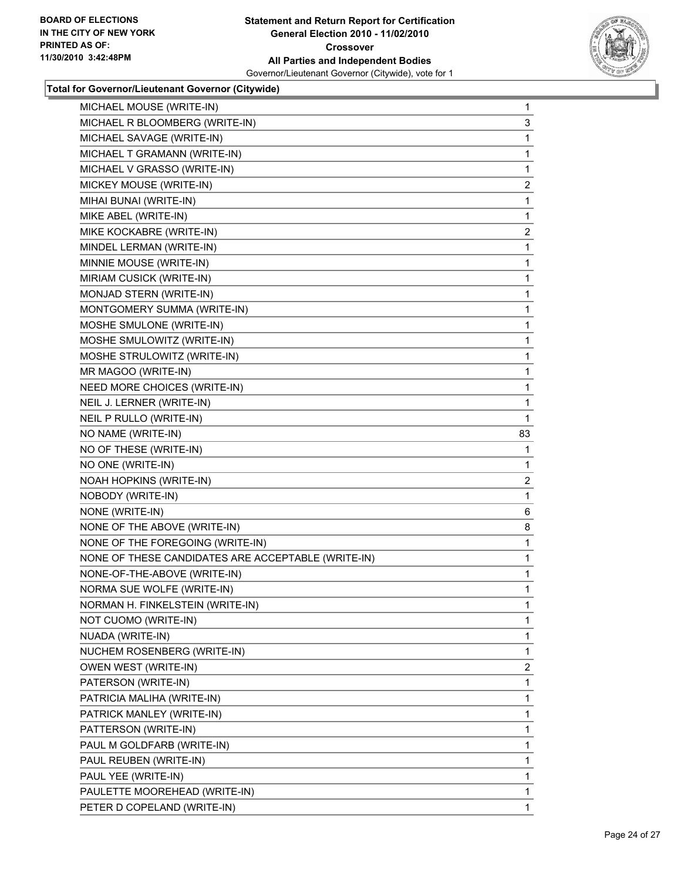BOARD OF ELECTIONS
IN THE CITY OF NEW YORK
PRINTED AS OF:
11/30/2010 3:42:48PM

**Statement and Return Report for Certification**
**General Election 2010 - 11/02/2010**
**Crossover**
**All Parties and Independent Bodies**
Governor/Lieutenant Governor (Citywide), vote for 1

### Total for Governor/Lieutenant Governor (Citywide)

| Candidate | Votes |
|---|---|
| MICHAEL MOUSE (WRITE-IN) | 1 |
| MICHAEL R BLOOMBERG (WRITE-IN) | 3 |
| MICHAEL SAVAGE (WRITE-IN) | 1 |
| MICHAEL T GRAMANN (WRITE-IN) | 1 |
| MICHAEL V GRASSO (WRITE-IN) | 1 |
| MICKEY MOUSE (WRITE-IN) | 2 |
| MIHAI BUNAI (WRITE-IN) | 1 |
| MIKE ABEL (WRITE-IN) | 1 |
| MIKE KOCKABRE (WRITE-IN) | 2 |
| MINDEL LERMAN (WRITE-IN) | 1 |
| MINNIE MOUSE (WRITE-IN) | 1 |
| MIRIAM CUSICK (WRITE-IN) | 1 |
| MONJAD STERN (WRITE-IN) | 1 |
| MONTGOMERY SUMMA (WRITE-IN) | 1 |
| MOSHE SMULONE (WRITE-IN) | 1 |
| MOSHE SMULOWITZ (WRITE-IN) | 1 |
| MOSHE STRULOWITZ (WRITE-IN) | 1 |
| MR MAGOO (WRITE-IN) | 1 |
| NEED MORE CHOICES (WRITE-IN) | 1 |
| NEIL J. LERNER (WRITE-IN) | 1 |
| NEIL P RULLO (WRITE-IN) | 1 |
| NO NAME (WRITE-IN) | 83 |
| NO OF THESE (WRITE-IN) | 1 |
| NO ONE (WRITE-IN) | 1 |
| NOAH HOPKINS (WRITE-IN) | 2 |
| NOBODY (WRITE-IN) | 1 |
| NONE (WRITE-IN) | 6 |
| NONE OF THE ABOVE (WRITE-IN) | 8 |
| NONE OF THE FOREGOING (WRITE-IN) | 1 |
| NONE OF THESE CANDIDATES ARE ACCEPTABLE (WRITE-IN) | 1 |
| NONE-OF-THE-ABOVE (WRITE-IN) | 1 |
| NORMA SUE WOLFE (WRITE-IN) | 1 |
| NORMAN H. FINKELSTEIN (WRITE-IN) | 1 |
| NOT CUOMO (WRITE-IN) | 1 |
| NUADA (WRITE-IN) | 1 |
| NUCHEM ROSENBERG (WRITE-IN) | 1 |
| OWEN WEST (WRITE-IN) | 2 |
| PATERSON (WRITE-IN) | 1 |
| PATRICIA MALIHA (WRITE-IN) | 1 |
| PATRICK MANLEY (WRITE-IN) | 1 |
| PATTERSON (WRITE-IN) | 1 |
| PAUL M GOLDFARB (WRITE-IN) | 1 |
| PAUL REUBEN (WRITE-IN) | 1 |
| PAUL YEE (WRITE-IN) | 1 |
| PAULETTE MOOREHEAD (WRITE-IN) | 1 |
| PETER D COPELAND (WRITE-IN) | 1 |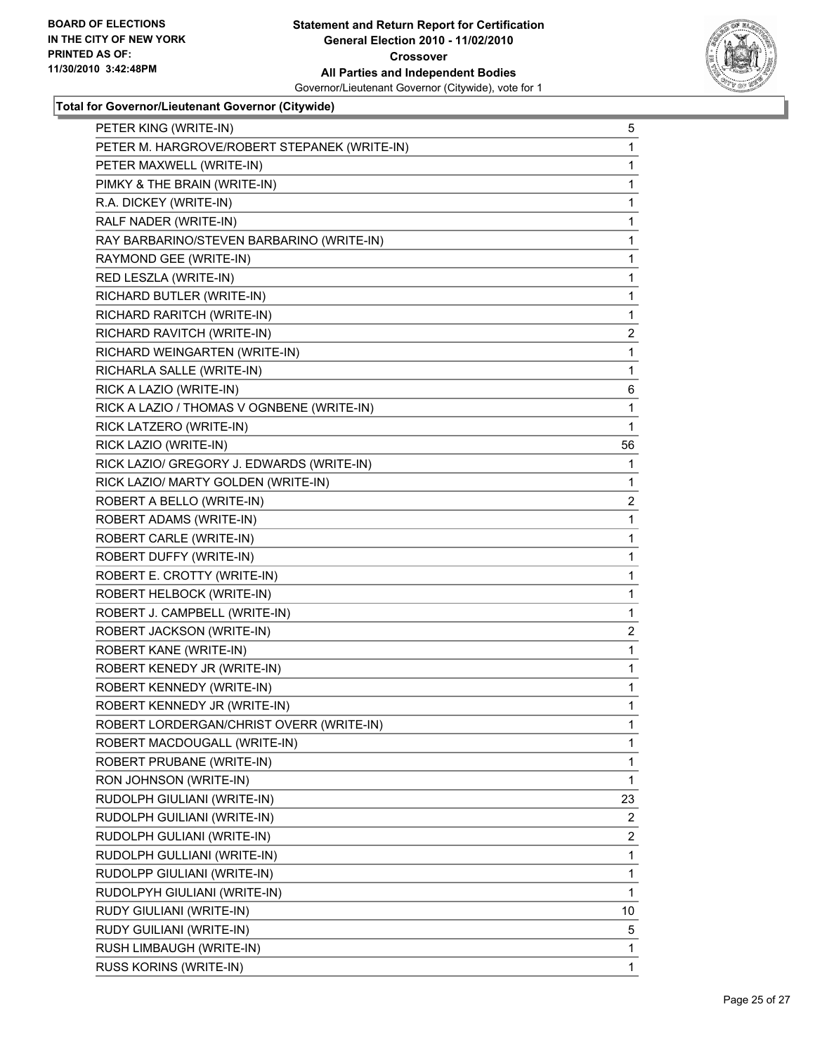**BOARD OF ELECTIONS IN THE CITY OF NEW YORK PRINTED AS OF: 11/30/2010 3:42:48PM**

**Statement and Return Report for Certification General Election 2010 - 11/02/2010 Crossover All Parties and Independent Bodies**

Governor/Lieutenant Governor (Citywide), vote for 1

### Total for Governor/Lieutenant Governor (Citywide)

| | |
|---|---|
| PETER KING (WRITE-IN) | 5 |
| PETER M. HARGROVE/ROBERT STEPANEK (WRITE-IN) | 1 |
| PETER MAXWELL (WRITE-IN) | 1 |
| PIMKY & THE BRAIN (WRITE-IN) | 1 |
| R.A. DICKEY (WRITE-IN) | 1 |
| RALF NADER (WRITE-IN) | 1 |
| RAY BARBARINO/STEVEN BARBARINO (WRITE-IN) | 1 |
| RAYMOND GEE (WRITE-IN) | 1 |
| RED LESZLA (WRITE-IN) | 1 |
| RICHARD BUTLER (WRITE-IN) | 1 |
| RICHARD RARITCH (WRITE-IN) | 1 |
| RICHARD RAVITCH (WRITE-IN) | 2 |
| RICHARD WEINGARTEN (WRITE-IN) | 1 |
| RICHARLA SALLE (WRITE-IN) | 1 |
| RICK A LAZIO (WRITE-IN) | 6 |
| RICK A LAZIO / THOMAS V OGNBENE (WRITE-IN) | 1 |
| RICK LATZERO (WRITE-IN) | 1 |
| RICK LAZIO (WRITE-IN) | 56 |
| RICK LAZIO/ GREGORY J. EDWARDS (WRITE-IN) | 1 |
| RICK LAZIO/ MARTY GOLDEN (WRITE-IN) | 1 |
| ROBERT A BELLO (WRITE-IN) | 2 |
| ROBERT ADAMS (WRITE-IN) | 1 |
| ROBERT CARLE (WRITE-IN) | 1 |
| ROBERT DUFFY (WRITE-IN) | 1 |
| ROBERT E. CROTTY (WRITE-IN) | 1 |
| ROBERT HELBOCK (WRITE-IN) | 1 |
| ROBERT J. CAMPBELL (WRITE-IN) | 1 |
| ROBERT JACKSON (WRITE-IN) | 2 |
| ROBERT KANE (WRITE-IN) | 1 |
| ROBERT KENEDY JR (WRITE-IN) | 1 |
| ROBERT KENNEDY (WRITE-IN) | 1 |
| ROBERT KENNEDY JR (WRITE-IN) | 1 |
| ROBERT LORDERGAN/CHRIST OVERR (WRITE-IN) | 1 |
| ROBERT MACDOUGALL (WRITE-IN) | 1 |
| ROBERT PRUBANE (WRITE-IN) | 1 |
| RON JOHNSON (WRITE-IN) | 1 |
| RUDOLPH GIULIANI (WRITE-IN) | 23 |
| RUDOLPH GUILIANI (WRITE-IN) | 2 |
| RUDOLPH GULIANI (WRITE-IN) | 2 |
| RUDOLPH GULLIANI (WRITE-IN) | 1 |
| RUDOLPP GIULIANI (WRITE-IN) | 1 |
| RUDOLPYH GIULIANI (WRITE-IN) | 1 |
| RUDY GIULIANI (WRITE-IN) | 10 |
| RUDY GUILIANI (WRITE-IN) | 5 |
| RUSH LIMBAUGH (WRITE-IN) | 1 |
| RUSS KORINS (WRITE-IN) | 1 |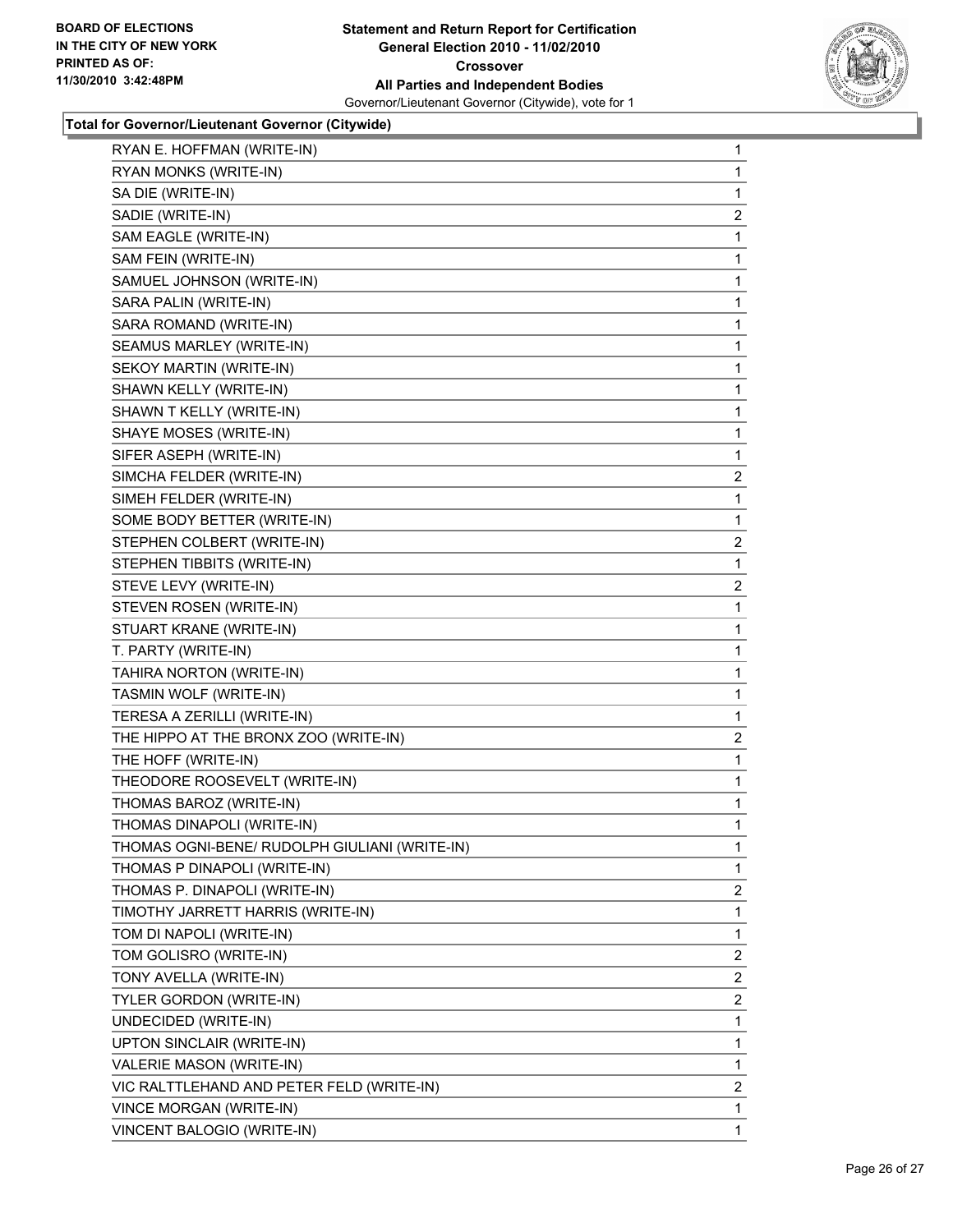BOARD OF ELECTIONS
IN THE CITY OF NEW YORK
PRINTED AS OF:
11/30/2010 3:42:48PM

**Statement and Return Report for Certification**
**General Election 2010 - 11/02/2010**
**Crossover**
**All Parties and Independent Bodies**
Governor/Lieutenant Governor (Citywide), vote for 1

**Total for Governor/Lieutenant Governor (Citywide)**

| | |
|---|---|
| RYAN E. HOFFMAN (WRITE-IN) | 1 |
| RYAN MONKS (WRITE-IN) | 1 |
| SA DIE (WRITE-IN) | 1 |
| SADIE (WRITE-IN) | 2 |
| SAM EAGLE (WRITE-IN) | 1 |
| SAM FEIN (WRITE-IN) | 1 |
| SAMUEL JOHNSON (WRITE-IN) | 1 |
| SARA PALIN (WRITE-IN) | 1 |
| SARA ROMAND (WRITE-IN) | 1 |
| SEAMUS MARLEY (WRITE-IN) | 1 |
| SEKOY MARTIN (WRITE-IN) | 1 |
| SHAWN KELLY (WRITE-IN) | 1 |
| SHAWN T KELLY (WRITE-IN) | 1 |
| SHAYE MOSES (WRITE-IN) | 1 |
| SIFER ASEPH (WRITE-IN) | 1 |
| SIMCHA FELDER (WRITE-IN) | 2 |
| SIMEH FELDER (WRITE-IN) | 1 |
| SOME BODY BETTER (WRITE-IN) | 1 |
| STEPHEN COLBERT (WRITE-IN) | 2 |
| STEPHEN TIBBITS (WRITE-IN) | 1 |
| STEVE LEVY (WRITE-IN) | 2 |
| STEVEN ROSEN (WRITE-IN) | 1 |
| STUART KRANE (WRITE-IN) | 1 |
| T. PARTY (WRITE-IN) | 1 |
| TAHIRA NORTON (WRITE-IN) | 1 |
| TASMIN WOLF (WRITE-IN) | 1 |
| TERESA A ZERILLI (WRITE-IN) | 1 |
| THE HIPPO AT THE BRONX ZOO (WRITE-IN) | 2 |
| THE HOFF (WRITE-IN) | 1 |
| THEODORE ROOSEVELT (WRITE-IN) | 1 |
| THOMAS BAROZ (WRITE-IN) | 1 |
| THOMAS DINAPOLI (WRITE-IN) | 1 |
| THOMAS OGNI-BENE/ RUDOLPH GIULIANI (WRITE-IN) | 1 |
| THOMAS P DINAPOLI (WRITE-IN) | 1 |
| THOMAS P. DINAPOLI (WRITE-IN) | 2 |
| TIMOTHY JARRETT HARRIS (WRITE-IN) | 1 |
| TOM DI NAPOLI (WRITE-IN) | 1 |
| TOM GOLISRO (WRITE-IN) | 2 |
| TONY AVELLA (WRITE-IN) | 2 |
| TYLER GORDON (WRITE-IN) | 2 |
| UNDECIDED (WRITE-IN) | 1 |
| UPTON SINCLAIR (WRITE-IN) | 1 |
| VALERIE MASON (WRITE-IN) | 1 |
| VIC RALTTLEHAND AND PETER FELD (WRITE-IN) | 2 |
| VINCE MORGAN (WRITE-IN) | 1 |
| VINCENT BALOGIO (WRITE-IN) | 1 |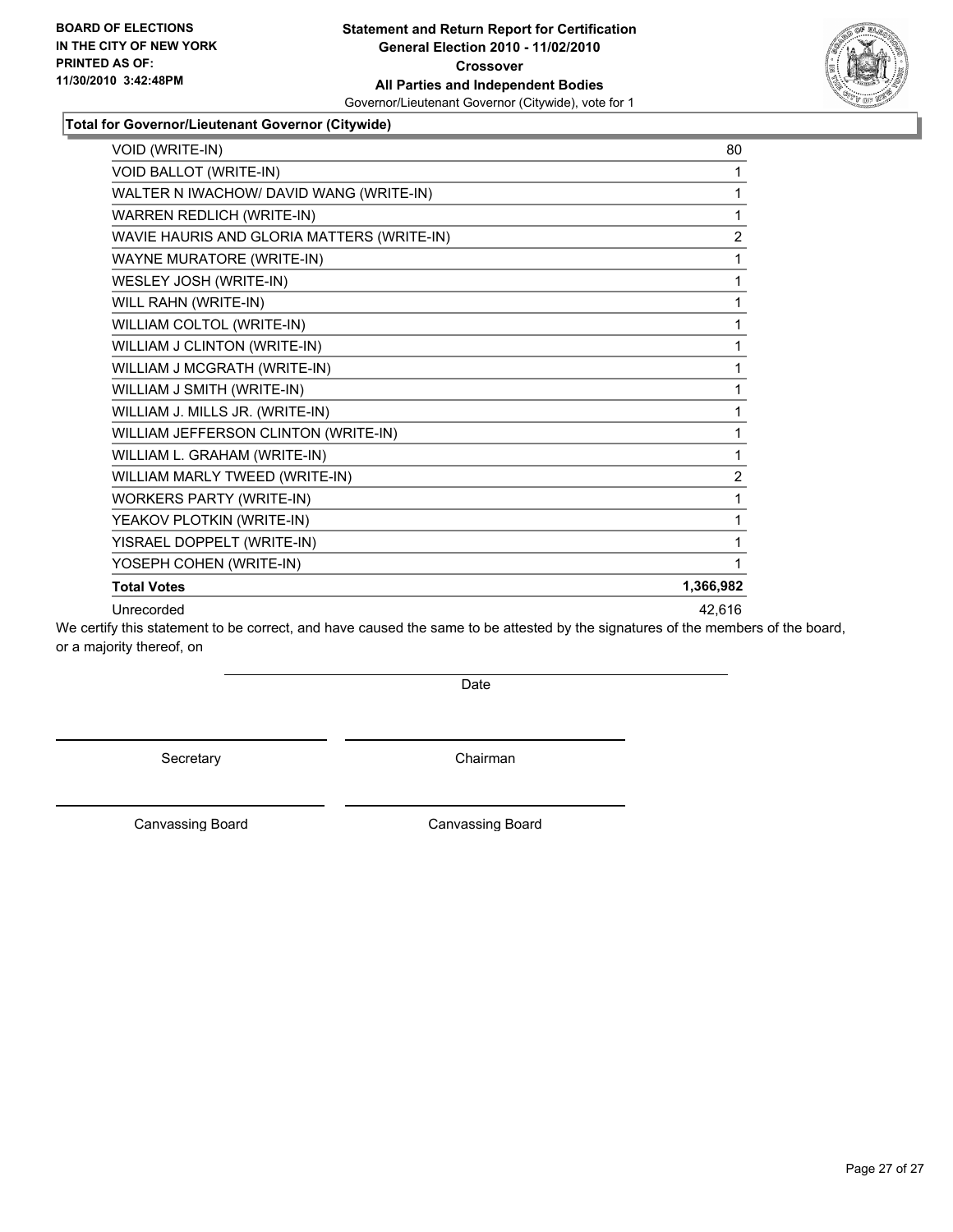**BOARD OF ELECTIONS IN THE CITY OF NEW YORK PRINTED AS OF: 11/30/2010 3:42:48PM**

**Statement and Return Report for Certification General Election 2010 - 11/02/2010 Crossover All Parties and Independent Bodies**

Governor/Lieutenant Governor (Citywide), vote for 1

**Total for Governor/Lieutenant Governor (Citywide)**

| | |
|---|---|
| VOID (WRITE-IN) | 80 |
| VOID BALLOT (WRITE-IN) | 1 |
| WALTER N IWACHOW/ DAVID WANG (WRITE-IN) | 1 |
| WARREN REDLICH (WRITE-IN) | 1 |
| WAVIE HAURIS AND GLORIA MATTERS (WRITE-IN) | 2 |
| WAYNE MURATORE (WRITE-IN) | 1 |
| WESLEY JOSH (WRITE-IN) | 1 |
| WILL RAHN (WRITE-IN) | 1 |
| WILLIAM COLTOL (WRITE-IN) | 1 |
| WILLIAM J CLINTON (WRITE-IN) | 1 |
| WILLIAM J MCGRATH (WRITE-IN) | 1 |
| WILLIAM J SMITH (WRITE-IN) | 1 |
| WILLIAM J. MILLS JR. (WRITE-IN) | 1 |
| WILLIAM JEFFERSON CLINTON (WRITE-IN) | 1 |
| WILLIAM L. GRAHAM (WRITE-IN) | 1 |
| WILLIAM MARLY TWEED (WRITE-IN) | 2 |
| WORKERS PARTY (WRITE-IN) | 1 |
| YEAKOV PLOTKIN (WRITE-IN) | 1 |
| YISRAEL DOPPELT (WRITE-IN) | 1 |
| YOSEPH COHEN (WRITE-IN) | 1 |
| **Total Votes** | **1,366,982** |
| Unrecorded | 42,616 |

We certify this statement to be correct, and have caused the same to be attested by the signatures of the members of the board, or a majority thereof, on

Date

Secretary

Chairman

Canvassing Board

Canvassing Board